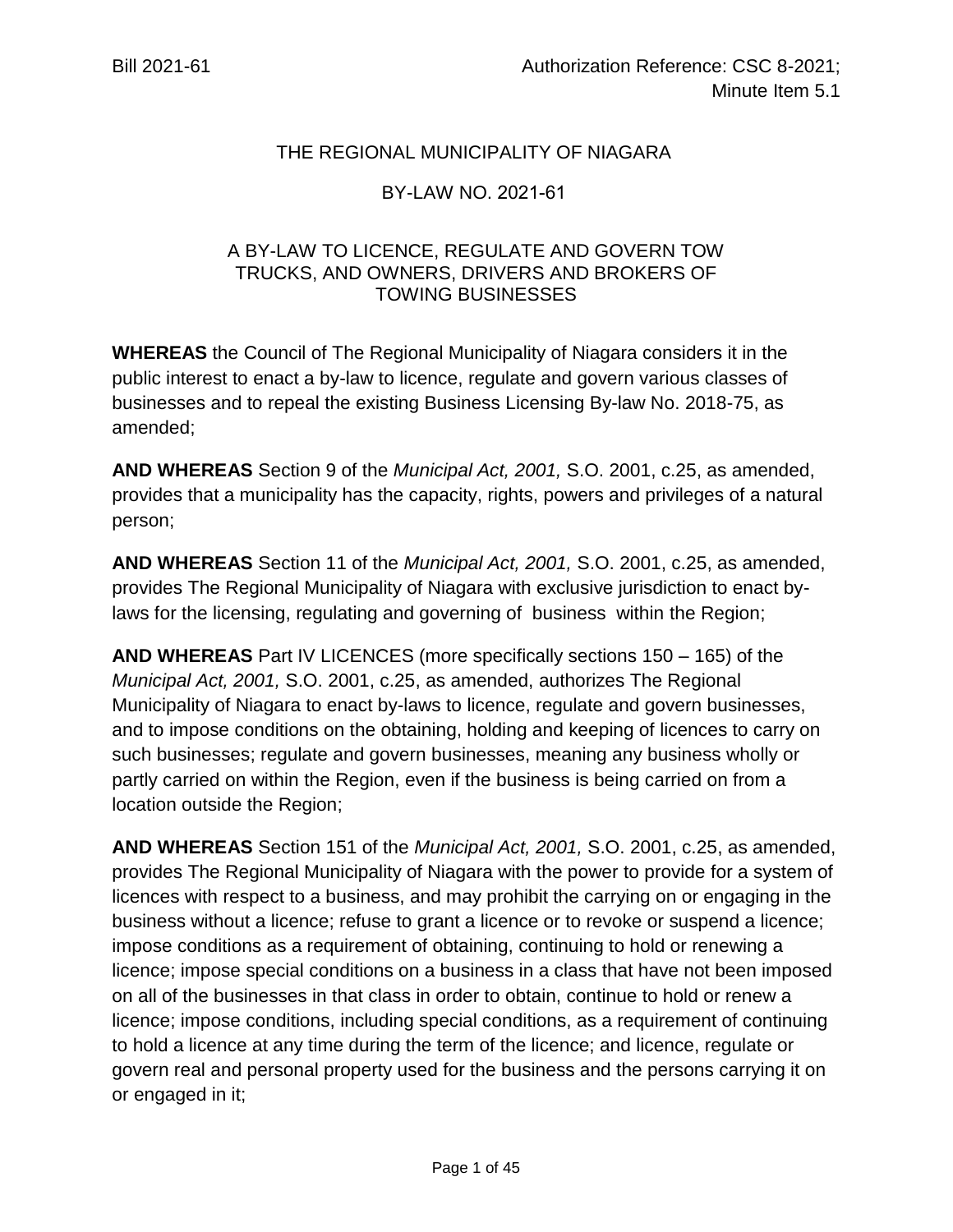Bill 2021-61 Authorization Reference: CSC 8-2021; Minute Item 5.1

# THE REGIONAL MUNICIPALITY OF NIAGARA

## BY-LAW NO. 2021-61

### A BY-LAW TO LICENCE, REGULATE AND GOVERN TOW TRUCKS, AND OWNERS, DRIVERS AND BROKERS OF TOWING BUSINESSES

**WHEREAS** the Council of The Regional Municipality of Niagara considers it in the public interest to enact a by-law to licence, regulate and govern various classes of businesses and to repeal the existing Business Licensing By-law No. 2018-75, as amended;

**AND WHEREAS** Section 9 of the *Municipal Act, 2001,* S.O. 2001, c.25, as amended, provides that a municipality has the capacity, rights, powers and privileges of a natural person;

**AND WHEREAS** Section 11 of the *Municipal Act, 2001,* S.O. 2001, c.25, as amended, provides The Regional Municipality of Niagara with exclusive jurisdiction to enact by-laws for the licensing, regulating and governing of business within the Region;

**AND WHEREAS** Part IV LICENCES (more specifically sections 150 – 165) of the *Municipal Act, 2001,* S.O. 2001, c.25, as amended, authorizes The Regional Municipality of Niagara to enact by-laws to licence, regulate and govern businesses, and to impose conditions on the obtaining, holding and keeping of licences to carry on such businesses; regulate and govern businesses, meaning any business wholly or partly carried on within the Region, even if the business is being carried on from a location outside the Region;

**AND WHEREAS** Section 151 of the *Municipal Act, 2001,* S.O. 2001, c.25, as amended, provides The Regional Municipality of Niagara with the power to provide for a system of licences with respect to a business, and may prohibit the carrying on or engaging in the business without a licence; refuse to grant a licence or to revoke or suspend a licence; impose conditions as a requirement of obtaining, continuing to hold or renewing a licence; impose special conditions on a business in a class that have not been imposed on all of the businesses in that class in order to obtain, continue to hold or renew a licence; impose conditions, including special conditions, as a requirement of continuing to hold a licence at any time during the term of the licence; and licence, regulate or govern real and personal property used for the business and the persons carrying it on or engaged in it;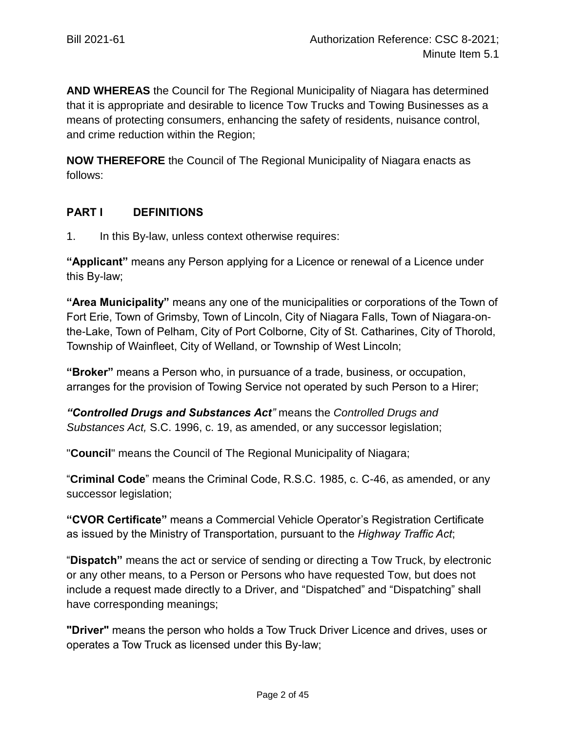**AND WHEREAS** the Council for The Regional Municipality of Niagara has determined that it is appropriate and desirable to licence Tow Trucks and Towing Businesses as a means of protecting consumers, enhancing the safety of residents, nuisance control, and crime reduction within the Region;

**NOW THEREFORE** the Council of The Regional Municipality of Niagara enacts as follows:

## PART I DEFINITIONS

1. In this By-law, unless context otherwise requires:

**"Applicant"** means any Person applying for a Licence or renewal of a Licence under this By-law;

**"Area Municipality"** means any one of the municipalities or corporations of the Town of Fort Erie, Town of Grimsby, Town of Lincoln, City of Niagara Falls, Town of Niagara-on-the-Lake, Town of Pelham, City of Port Colborne, City of St. Catharines, City of Thorold, Township of Wainfleet, City of Welland, or Township of West Lincoln;

**"Broker"** means a Person who, in pursuance of a trade, business, or occupation, arranges for the provision of Towing Service not operated by such Person to a Hirer;

***"Controlled Drugs and Substances Act"*** means the *Controlled Drugs and Substances Act,* S.C. 1996, c. 19, as amended, or any successor legislation;

"**Council**" means the Council of The Regional Municipality of Niagara;

"**Criminal Code**" means the Criminal Code, R.S.C. 1985, c. C-46, as amended, or any successor legislation;

**"CVOR Certificate"** means a Commercial Vehicle Operator's Registration Certificate as issued by the Ministry of Transportation, pursuant to the *Highway Traffic Act*;

"**Dispatch"** means the act or service of sending or directing a Tow Truck, by electronic or any other means, to a Person or Persons who have requested Tow, but does not include a request made directly to a Driver, and "Dispatched" and "Dispatching" shall have corresponding meanings;

**"Driver"** means the person who holds a Tow Truck Driver Licence and drives, uses or operates a Tow Truck as licensed under this By-law;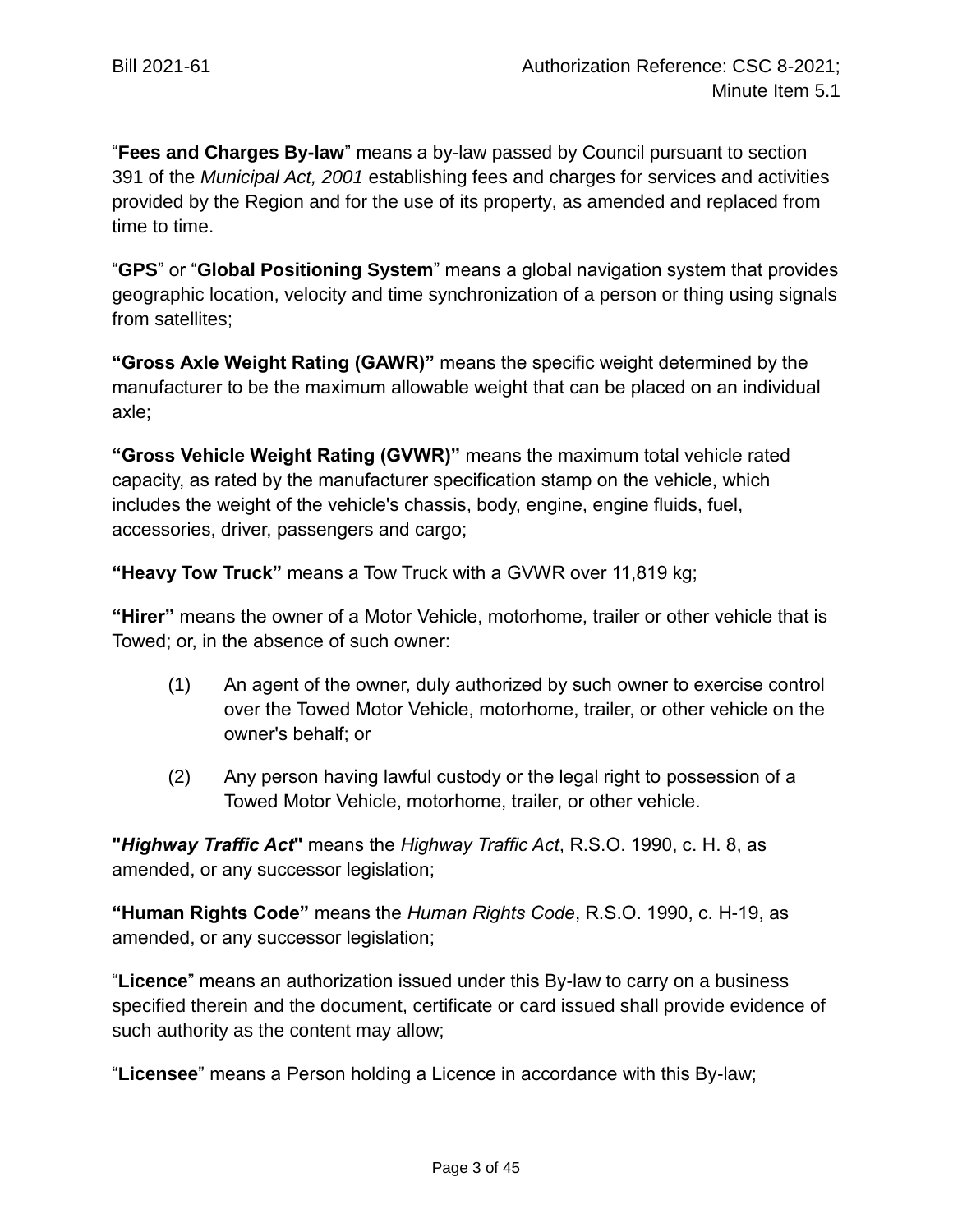"**Fees and Charges By-law**" means a by-law passed by Council pursuant to section 391 of the *Municipal Act, 2001* establishing fees and charges for services and activities provided by the Region and for the use of its property, as amended and replaced from time to time.

"**GPS**" or "**Global Positioning System**" means a global navigation system that provides geographic location, velocity and time synchronization of a person or thing using signals from satellites;

**"Gross Axle Weight Rating (GAWR)"** means the specific weight determined by the manufacturer to be the maximum allowable weight that can be placed on an individual axle;

**"Gross Vehicle Weight Rating (GVWR)"** means the maximum total vehicle rated capacity, as rated by the manufacturer specification stamp on the vehicle, which includes the weight of the vehicle's chassis, body, engine, engine fluids, fuel, accessories, driver, passengers and cargo;

**"Heavy Tow Truck"** means a Tow Truck with a GVWR over 11,819 kg;

**"Hirer"** means the owner of a Motor Vehicle, motorhome, trailer or other vehicle that is Towed; or, in the absence of such owner:

(1) An agent of the owner, duly authorized by such owner to exercise control over the Towed Motor Vehicle, motorhome, trailer, or other vehicle on the owner's behalf; or

(2) Any person having lawful custody or the legal right to possession of a Towed Motor Vehicle, motorhome, trailer, or other vehicle.

**"*Highway Traffic Act*"** means the *Highway Traffic Act*, R.S.O. 1990, c. H. 8, as amended, or any successor legislation;

**"Human Rights Code"** means the *Human Rights Code*, R.S.O. 1990, c. H-19, as amended, or any successor legislation;

"**Licence**" means an authorization issued under this By-law to carry on a business specified therein and the document, certificate or card issued shall provide evidence of such authority as the content may allow;

"**Licensee**" means a Person holding a Licence in accordance with this By-law;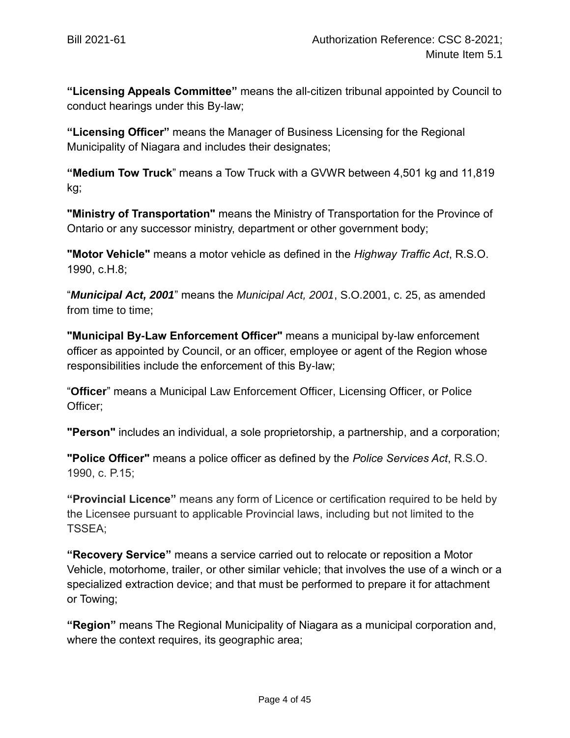**"Licensing Appeals Committee"** means the all-citizen tribunal appointed by Council to conduct hearings under this By-law;

**"Licensing Officer"** means the Manager of Business Licensing for the Regional Municipality of Niagara and includes their designates;

**"Medium Tow Truck**" means a Tow Truck with a GVWR between 4,501 kg and 11,819 kg;

**"Ministry of Transportation"** means the Ministry of Transportation for the Province of Ontario or any successor ministry, department or other government body;

**"Motor Vehicle"** means a motor vehicle as defined in the *Highway Traffic Act*, R.S.O. 1990, c.H.8;

"***Municipal Act, 2001***" means the *Municipal Act, 2001*, S.O.2001, c. 25, as amended from time to time;

**"Municipal By-Law Enforcement Officer"** means a municipal by-law enforcement officer as appointed by Council, or an officer, employee or agent of the Region whose responsibilities include the enforcement of this By-law;

"**Officer**" means a Municipal Law Enforcement Officer, Licensing Officer, or Police Officer;

**"Person"** includes an individual, a sole proprietorship, a partnership, and a corporation;

**"Police Officer"** means a police officer as defined by the *Police Services Act*, R.S.O. 1990, c. P.15;

**"Provincial Licence"** means any form of Licence or certification required to be held by the Licensee pursuant to applicable Provincial laws, including but not limited to the TSSEA;

**"Recovery Service"** means a service carried out to relocate or reposition a Motor Vehicle, motorhome, trailer, or other similar vehicle; that involves the use of a winch or a specialized extraction device; and that must be performed to prepare it for attachment or Towing;

**"Region"** means The Regional Municipality of Niagara as a municipal corporation and, where the context requires, its geographic area;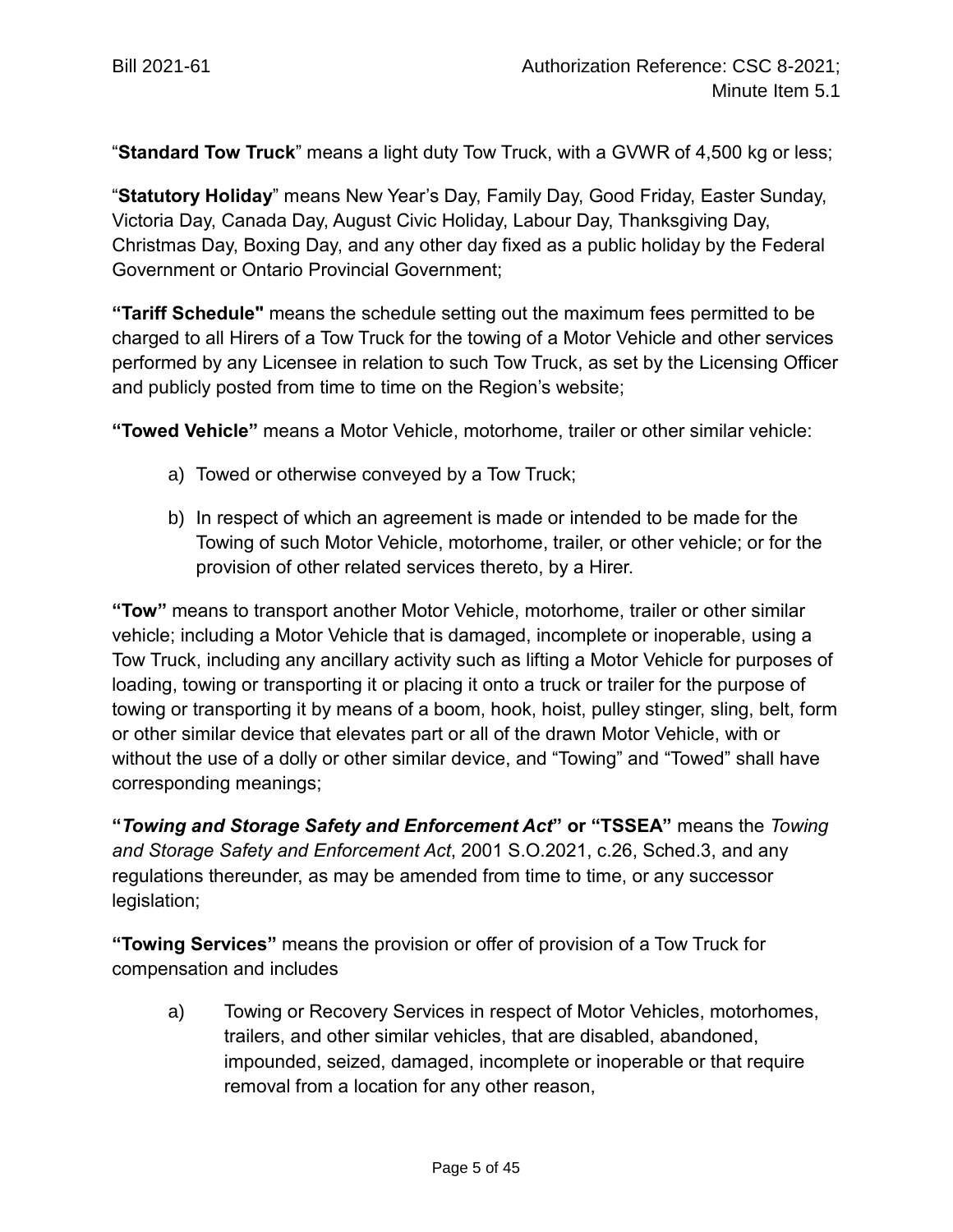"**Standard Tow Truck**" means a light duty Tow Truck, with a GVWR of 4,500 kg or less;

"**Statutory Holiday**" means New Year's Day, Family Day, Good Friday, Easter Sunday, Victoria Day, Canada Day, August Civic Holiday, Labour Day, Thanksgiving Day, Christmas Day, Boxing Day, and any other day fixed as a public holiday by the Federal Government or Ontario Provincial Government;

**"Tariff Schedule"** means the schedule setting out the maximum fees permitted to be charged to all Hirers of a Tow Truck for the towing of a Motor Vehicle and other services performed by any Licensee in relation to such Tow Truck, as set by the Licensing Officer and publicly posted from time to time on the Region's website;

**"Towed Vehicle"** means a Motor Vehicle, motorhome, trailer or other similar vehicle:

a) Towed or otherwise conveyed by a Tow Truck;

b) In respect of which an agreement is made or intended to be made for the Towing of such Motor Vehicle, motorhome, trailer, or other vehicle; or for the provision of other related services thereto, by a Hirer.

**"Tow"** means to transport another Motor Vehicle, motorhome, trailer or other similar vehicle; including a Motor Vehicle that is damaged, incomplete or inoperable, using a Tow Truck, including any ancillary activity such as lifting a Motor Vehicle for purposes of loading, towing or transporting it or placing it onto a truck or trailer for the purpose of towing or transporting it by means of a boom, hook, hoist, pulley stinger, sling, belt, form or other similar device that elevates part or all of the drawn Motor Vehicle, with or without the use of a dolly or other similar device, and "Towing" and "Towed" shall have corresponding meanings;

**"*Towing and Storage Safety and Enforcement Act*" or "TSSEA"** means the *Towing and Storage Safety and Enforcement Act*, 2001 S.O.2021, c.26, Sched.3, and any regulations thereunder, as may be amended from time to time, or any successor legislation;

**"Towing Services"** means the provision or offer of provision of a Tow Truck for compensation and includes

a) Towing or Recovery Services in respect of Motor Vehicles, motorhomes, trailers, and other similar vehicles, that are disabled, abandoned, impounded, seized, damaged, incomplete or inoperable or that require removal from a location for any other reason,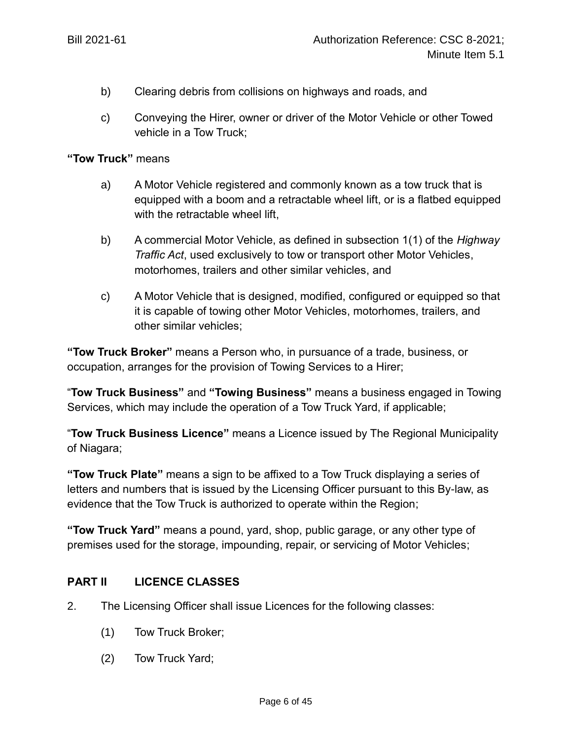b) Clearing debris from collisions on highways and roads, and

c) Conveying the Hirer, owner or driver of the Motor Vehicle or other Towed vehicle in a Tow Truck;

**"Tow Truck"** means

a) A Motor Vehicle registered and commonly known as a tow truck that is equipped with a boom and a retractable wheel lift, or is a flatbed equipped with the retractable wheel lift,

b) A commercial Motor Vehicle, as defined in subsection 1(1) of the *Highway Traffic Act*, used exclusively to tow or transport other Motor Vehicles, motorhomes, trailers and other similar vehicles, and

c) A Motor Vehicle that is designed, modified, configured or equipped so that it is capable of towing other Motor Vehicles, motorhomes, trailers, and other similar vehicles;

**"Tow Truck Broker"** means a Person who, in pursuance of a trade, business, or occupation, arranges for the provision of Towing Services to a Hirer;

"**Tow Truck Business"** and **"Towing Business"** means a business engaged in Towing Services, which may include the operation of a Tow Truck Yard, if applicable;

"**Tow Truck Business Licence"** means a Licence issued by The Regional Municipality of Niagara;

**"Tow Truck Plate"** means a sign to be affixed to a Tow Truck displaying a series of letters and numbers that is issued by the Licensing Officer pursuant to this By-law, as evidence that the Tow Truck is authorized to operate within the Region;

**"Tow Truck Yard"** means a pound, yard, shop, public garage, or any other type of premises used for the storage, impounding, repair, or servicing of Motor Vehicles;

## PART II LICENCE CLASSES

2. The Licensing Officer shall issue Licences for the following classes:

   (1) Tow Truck Broker;

   (2) Tow Truck Yard;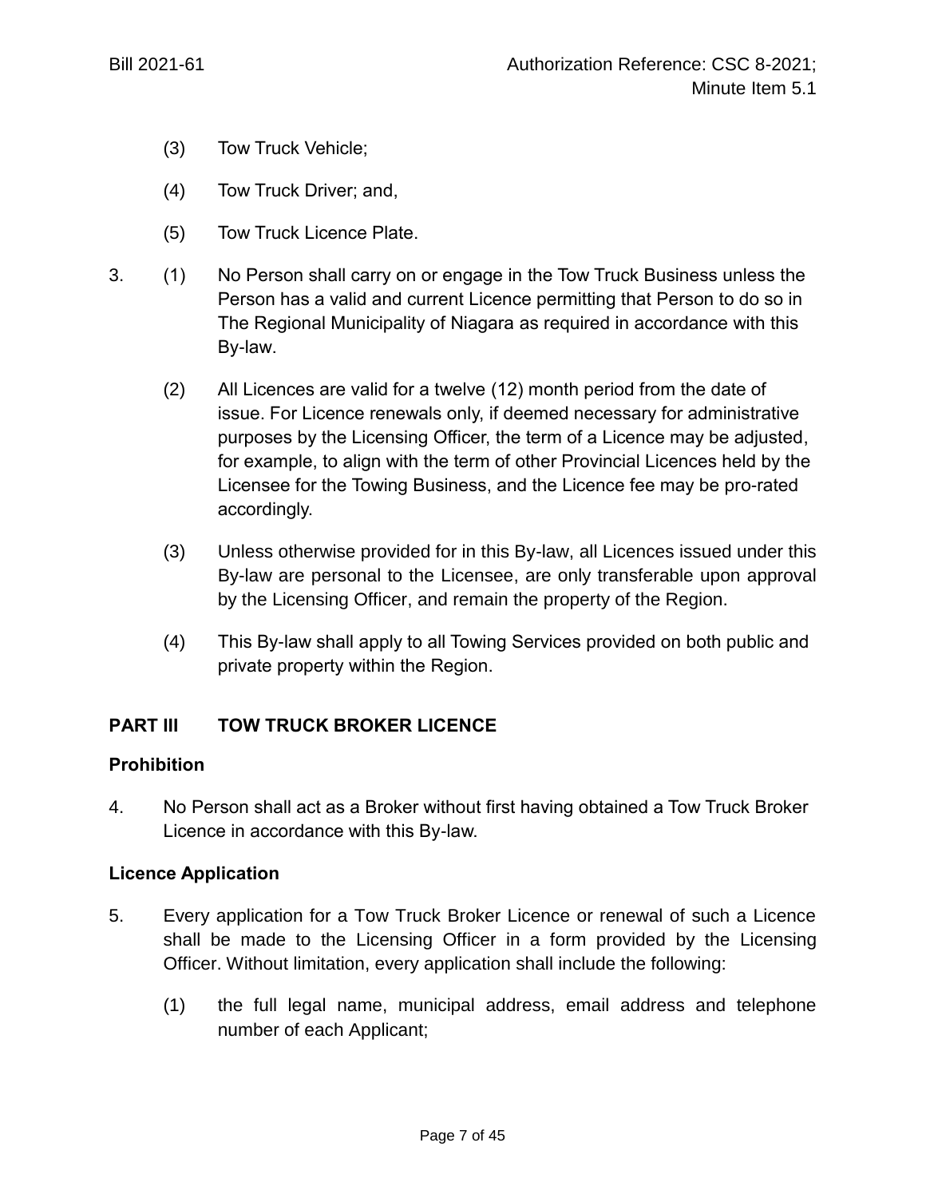(3) Tow Truck Vehicle;

(4) Tow Truck Driver; and,

(5) Tow Truck Licence Plate.

3. (1) No Person shall carry on or engage in the Tow Truck Business unless the Person has a valid and current Licence permitting that Person to do so in The Regional Municipality of Niagara as required in accordance with this By-law.

(2) All Licences are valid for a twelve (12) month period from the date of issue. For Licence renewals only, if deemed necessary for administrative purposes by the Licensing Officer, the term of a Licence may be adjusted, for example, to align with the term of other Provincial Licences held by the Licensee for the Towing Business, and the Licence fee may be pro-rated accordingly.

(3) Unless otherwise provided for in this By-law, all Licences issued under this By-law are personal to the Licensee, are only transferable upon approval by the Licensing Officer, and remain the property of the Region.

(4) This By-law shall apply to all Towing Services provided on both public and private property within the Region.

## PART III TOW TRUCK BROKER LICENCE

### Prohibition

4. No Person shall act as a Broker without first having obtained a Tow Truck Broker Licence in accordance with this By-law.

### Licence Application

5. Every application for a Tow Truck Broker Licence or renewal of such a Licence shall be made to the Licensing Officer in a form provided by the Licensing Officer. Without limitation, every application shall include the following:

(1) the full legal name, municipal address, email address and telephone number of each Applicant;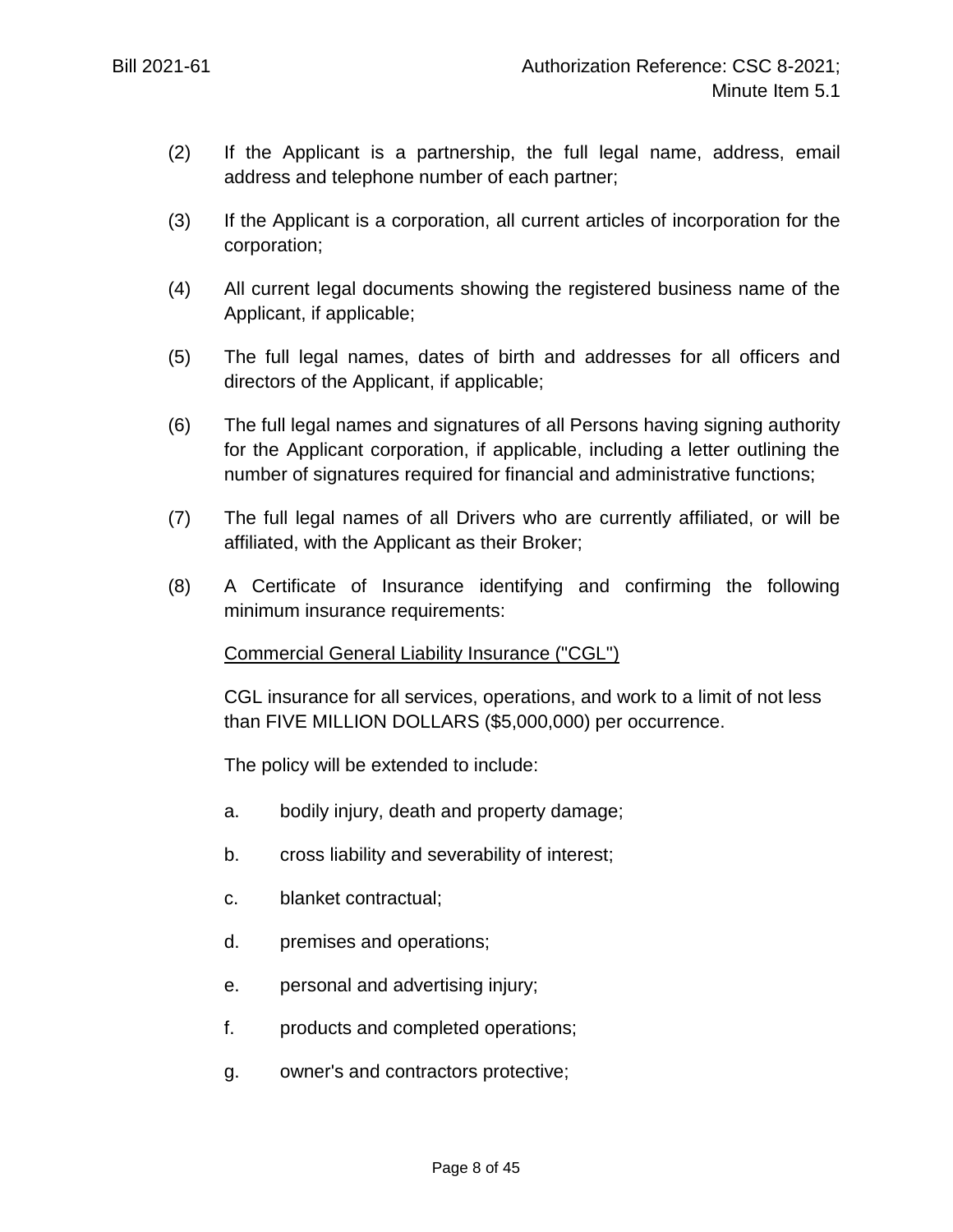(2) If the Applicant is a partnership, the full legal name, address, email address and telephone number of each partner;

(3) If the Applicant is a corporation, all current articles of incorporation for the corporation;

(4) All current legal documents showing the registered business name of the Applicant, if applicable;

(5) The full legal names, dates of birth and addresses for all officers and directors of the Applicant, if applicable;

(6) The full legal names and signatures of all Persons having signing authority for the Applicant corporation, if applicable, including a letter outlining the number of signatures required for financial and administrative functions;

(7) The full legal names of all Drivers who are currently affiliated, or will be affiliated, with the Applicant as their Broker;

(8) A Certificate of Insurance identifying and confirming the following minimum insurance requirements:

<u>Commercial General Liability Insurance ("CGL")</u>

CGL insurance for all services, operations, and work to a limit of not less than FIVE MILLION DOLLARS ($5,000,000) per occurrence.

The policy will be extended to include:

a. bodily injury, death and property damage;

b. cross liability and severability of interest;

c. blanket contractual;

d. premises and operations;

e. personal and advertising injury;

f. products and completed operations;

g. owner's and contractors protective;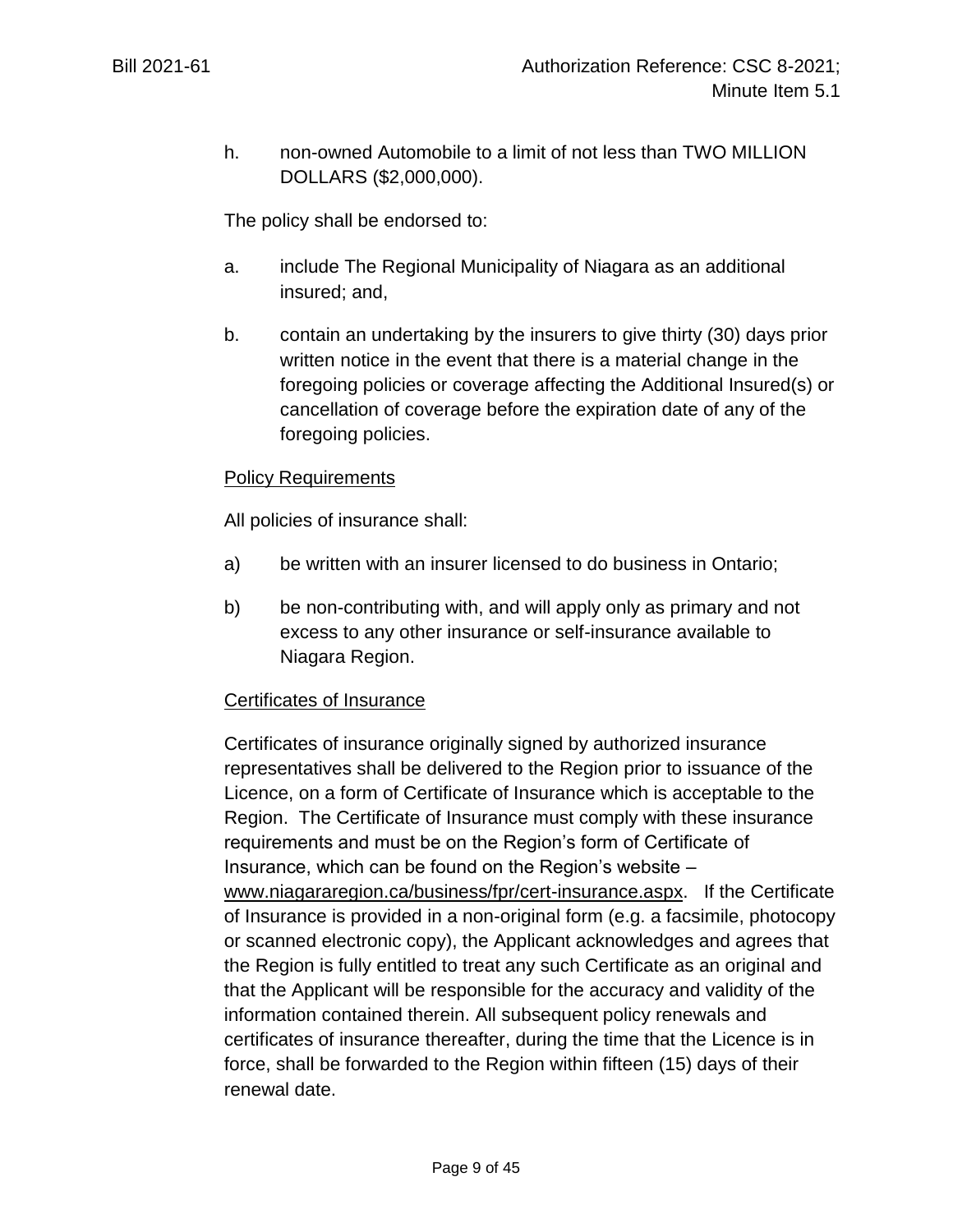h. non-owned Automobile to a limit of not less than TWO MILLION DOLLARS ($2,000,000).

The policy shall be endorsed to:

a. include The Regional Municipality of Niagara as an additional insured; and,

b. contain an undertaking by the insurers to give thirty (30) days prior written notice in the event that there is a material change in the foregoing policies or coverage affecting the Additional Insured(s) or cancellation of coverage before the expiration date of any of the foregoing policies.

Policy Requirements

All policies of insurance shall:

a) be written with an insurer licensed to do business in Ontario;

b) be non-contributing with, and will apply only as primary and not excess to any other insurance or self-insurance available to Niagara Region.

Certificates of Insurance

Certificates of insurance originally signed by authorized insurance representatives shall be delivered to the Region prior to issuance of the Licence, on a form of Certificate of Insurance which is acceptable to the Region. The Certificate of Insurance must comply with these insurance requirements and must be on the Region's form of Certificate of Insurance, which can be found on the Region's website – www.niagararegion.ca/business/fpr/cert-insurance.aspx. If the Certificate of Insurance is provided in a non-original form (e.g. a facsimile, photocopy or scanned electronic copy), the Applicant acknowledges and agrees that the Region is fully entitled to treat any such Certificate as an original and that the Applicant will be responsible for the accuracy and validity of the information contained therein. All subsequent policy renewals and certificates of insurance thereafter, during the time that the Licence is in force, shall be forwarded to the Region within fifteen (15) days of their renewal date.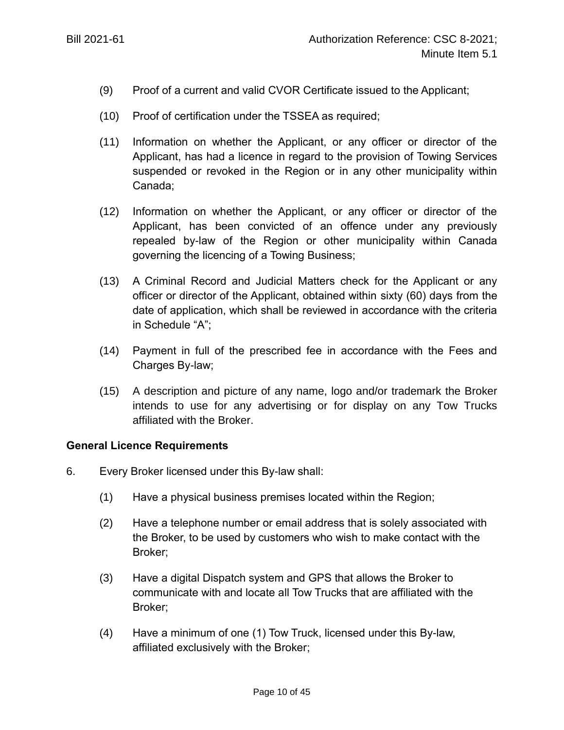(9) Proof of a current and valid CVOR Certificate issued to the Applicant;

(10) Proof of certification under the TSSEA as required;

(11) Information on whether the Applicant, or any officer or director of the Applicant, has had a licence in regard to the provision of Towing Services suspended or revoked in the Region or in any other municipality within Canada;

(12) Information on whether the Applicant, or any officer or director of the Applicant, has been convicted of an offence under any previously repealed by-law of the Region or other municipality within Canada governing the licencing of a Towing Business;

(13) A Criminal Record and Judicial Matters check for the Applicant or any officer or director of the Applicant, obtained within sixty (60) days from the date of application, which shall be reviewed in accordance with the criteria in Schedule "A";

(14) Payment in full of the prescribed fee in accordance with the Fees and Charges By-law;

(15) A description and picture of any name, logo and/or trademark the Broker intends to use for any advertising or for display on any Tow Trucks affiliated with the Broker.

**General Licence Requirements**

6. Every Broker licensed under this By-law shall:

(1) Have a physical business premises located within the Region;

(2) Have a telephone number or email address that is solely associated with the Broker, to be used by customers who wish to make contact with the Broker;

(3) Have a digital Dispatch system and GPS that allows the Broker to communicate with and locate all Tow Trucks that are affiliated with the Broker;

(4) Have a minimum of one (1) Tow Truck, licensed under this By-law, affiliated exclusively with the Broker;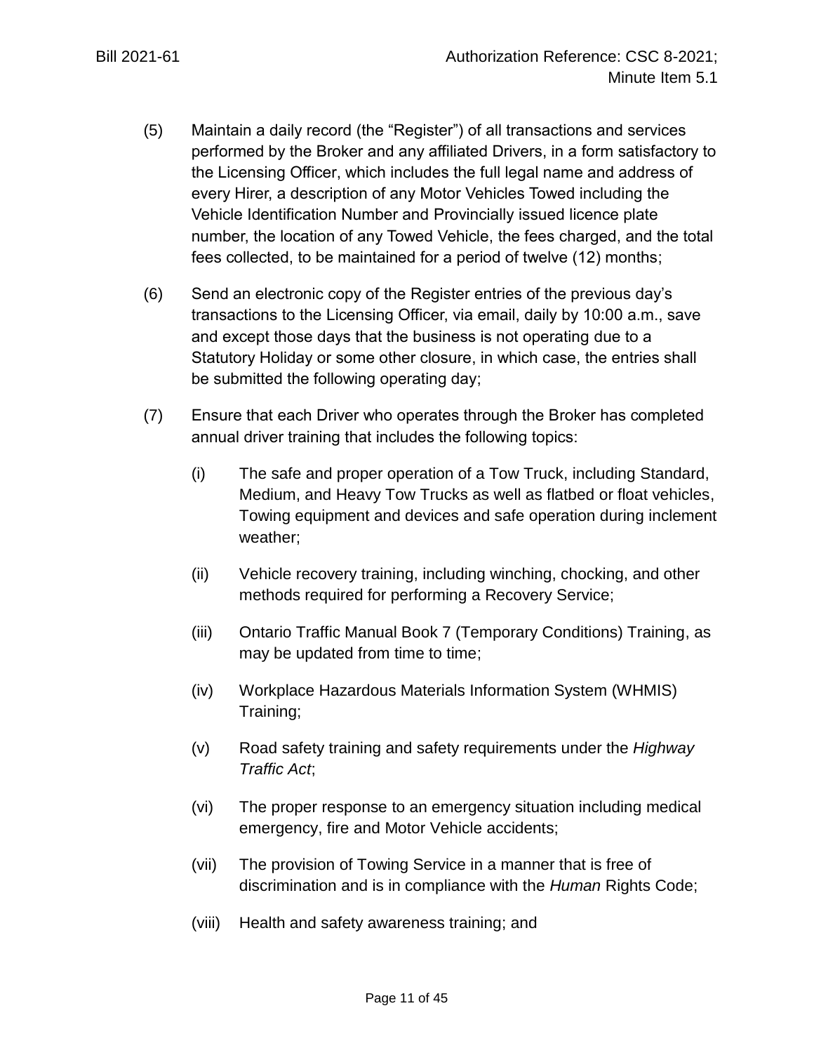(5) Maintain a daily record (the “Register”) of all transactions and services performed by the Broker and any affiliated Drivers, in a form satisfactory to the Licensing Officer, which includes the full legal name and address of every Hirer, a description of any Motor Vehicles Towed including the Vehicle Identification Number and Provincially issued licence plate number, the location of any Towed Vehicle, the fees charged, and the total fees collected, to be maintained for a period of twelve (12) months;

(6) Send an electronic copy of the Register entries of the previous day’s transactions to the Licensing Officer, via email, daily by 10:00 a.m., save and except those days that the business is not operating due to a Statutory Holiday or some other closure, in which case, the entries shall be submitted the following operating day;

(7) Ensure that each Driver who operates through the Broker has completed annual driver training that includes the following topics:

   (i) The safe and proper operation of a Tow Truck, including Standard, Medium, and Heavy Tow Trucks as well as flatbed or float vehicles, Towing equipment and devices and safe operation during inclement weather;

   (ii) Vehicle recovery training, including winching, chocking, and other methods required for performing a Recovery Service;

   (iii) Ontario Traffic Manual Book 7 (Temporary Conditions) Training, as may be updated from time to time;

   (iv) Workplace Hazardous Materials Information System (WHMIS) Training;

   (v) Road safety training and safety requirements under the *Highway Traffic Act*;

   (vi) The proper response to an emergency situation including medical emergency, fire and Motor Vehicle accidents;

   (vii) The provision of Towing Service in a manner that is free of discrimination and is in compliance with the *Human* Rights Code;

   (viii) Health and safety awareness training; and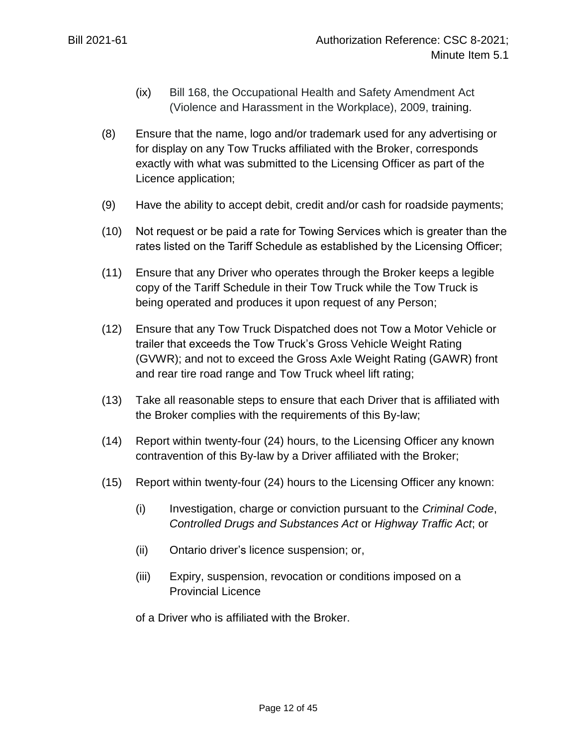(ix) Bill 168, the Occupational Health and Safety Amendment Act (Violence and Harassment in the Workplace), 2009, training.

(8) Ensure that the name, logo and/or trademark used for any advertising or for display on any Tow Trucks affiliated with the Broker, corresponds exactly with what was submitted to the Licensing Officer as part of the Licence application;

(9) Have the ability to accept debit, credit and/or cash for roadside payments;

(10) Not request or be paid a rate for Towing Services which is greater than the rates listed on the Tariff Schedule as established by the Licensing Officer;

(11) Ensure that any Driver who operates through the Broker keeps a legible copy of the Tariff Schedule in their Tow Truck while the Tow Truck is being operated and produces it upon request of any Person;

(12) Ensure that any Tow Truck Dispatched does not Tow a Motor Vehicle or trailer that exceeds the Tow Truck's Gross Vehicle Weight Rating (GVWR); and not to exceed the Gross Axle Weight Rating (GAWR) front and rear tire road range and Tow Truck wheel lift rating;

(13) Take all reasonable steps to ensure that each Driver that is affiliated with the Broker complies with the requirements of this By-law;

(14) Report within twenty-four (24) hours, to the Licensing Officer any known contravention of this By-law by a Driver affiliated with the Broker;

(15) Report within twenty-four (24) hours to the Licensing Officer any known:

(i) Investigation, charge or conviction pursuant to the *Criminal Code*, *Controlled Drugs and Substances Act* or *Highway Traffic Act*; or

(ii) Ontario driver's licence suspension; or,

(iii) Expiry, suspension, revocation or conditions imposed on a Provincial Licence

of a Driver who is affiliated with the Broker.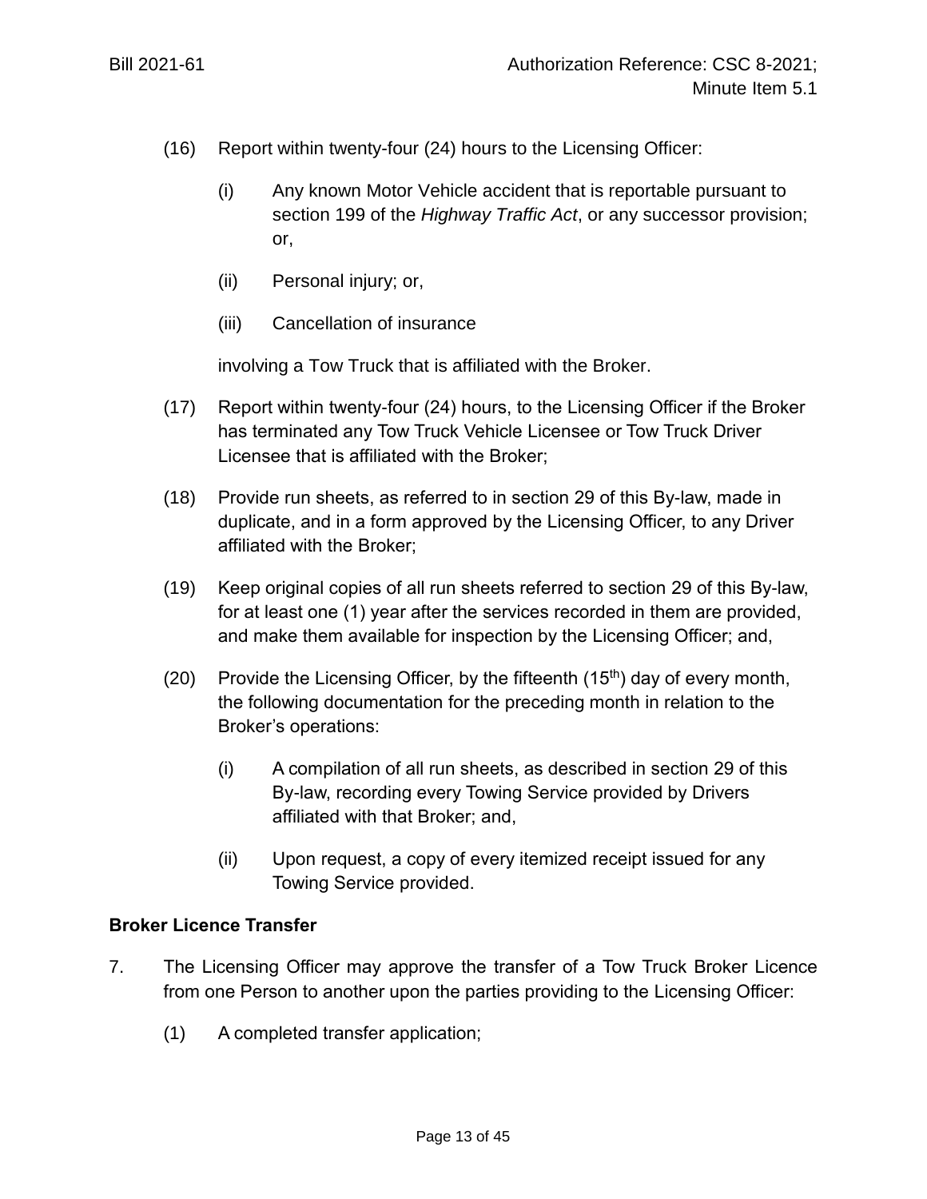(16) Report within twenty-four (24) hours to the Licensing Officer:

   (i) Any known Motor Vehicle accident that is reportable pursuant to section 199 of the *Highway Traffic Act*, or any successor provision; or,

   (ii) Personal injury; or,

   (iii) Cancellation of insurance

   involving a Tow Truck that is affiliated with the Broker.

(17) Report within twenty-four (24) hours, to the Licensing Officer if the Broker has terminated any Tow Truck Vehicle Licensee or Tow Truck Driver Licensee that is affiliated with the Broker;

(18) Provide run sheets, as referred to in section 29 of this By-law, made in duplicate, and in a form approved by the Licensing Officer, to any Driver affiliated with the Broker;

(19) Keep original copies of all run sheets referred to section 29 of this By-law, for at least one (1) year after the services recorded in them are provided, and make them available for inspection by the Licensing Officer; and,

(20) Provide the Licensing Officer, by the fifteenth (15th) day of every month, the following documentation for the preceding month in relation to the Broker's operations:

   (i) A compilation of all run sheets, as described in section 29 of this By-law, recording every Towing Service provided by Drivers affiliated with that Broker; and,

   (ii) Upon request, a copy of every itemized receipt issued for any Towing Service provided.

**Broker Licence Transfer**

7. The Licensing Officer may approve the transfer of a Tow Truck Broker Licence from one Person to another upon the parties providing to the Licensing Officer:

   (1) A completed transfer application;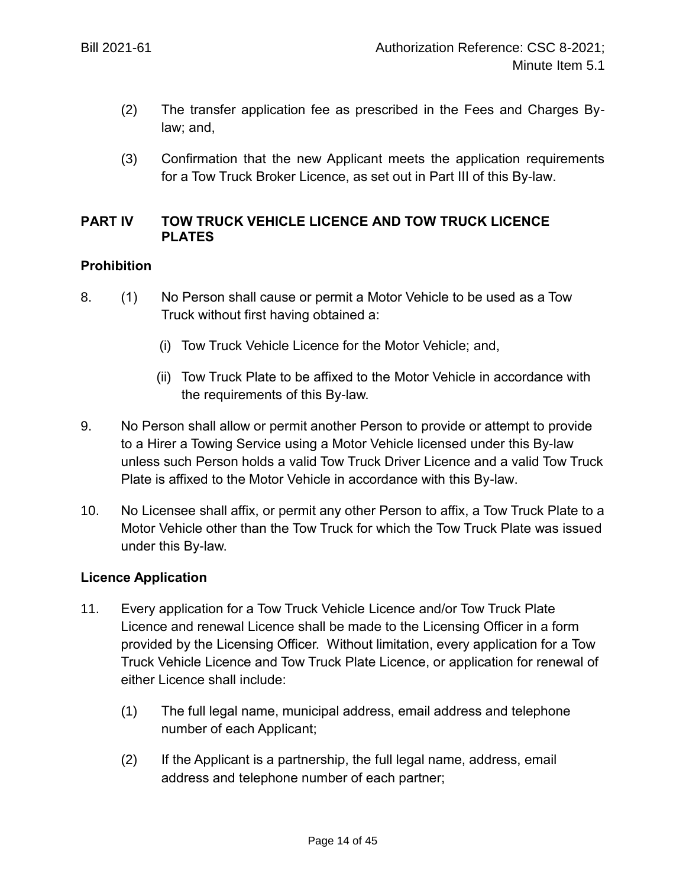(2) The transfer application fee as prescribed in the Fees and Charges By-law; and,

(3) Confirmation that the new Applicant meets the application requirements for a Tow Truck Broker Licence, as set out in Part III of this By-law.

## PART IV TOW TRUCK VEHICLE LICENCE AND TOW TRUCK LICENCE PLATES

### Prohibition

8. (1) No Person shall cause or permit a Motor Vehicle to be used as a Tow Truck without first having obtained a:

   (i) Tow Truck Vehicle Licence for the Motor Vehicle; and,

   (ii) Tow Truck Plate to be affixed to the Motor Vehicle in accordance with the requirements of this By-law.

9. No Person shall allow or permit another Person to provide or attempt to provide to a Hirer a Towing Service using a Motor Vehicle licensed under this By-law unless such Person holds a valid Tow Truck Driver Licence and a valid Tow Truck Plate is affixed to the Motor Vehicle in accordance with this By-law.

10. No Licensee shall affix, or permit any other Person to affix, a Tow Truck Plate to a Motor Vehicle other than the Tow Truck for which the Tow Truck Plate was issued under this By-law.

### Licence Application

11. Every application for a Tow Truck Vehicle Licence and/or Tow Truck Plate Licence and renewal Licence shall be made to the Licensing Officer in a form provided by the Licensing Officer. Without limitation, every application for a Tow Truck Vehicle Licence and Tow Truck Plate Licence, or application for renewal of either Licence shall include:

   (1) The full legal name, municipal address, email address and telephone number of each Applicant;

   (2) If the Applicant is a partnership, the full legal name, address, email address and telephone number of each partner;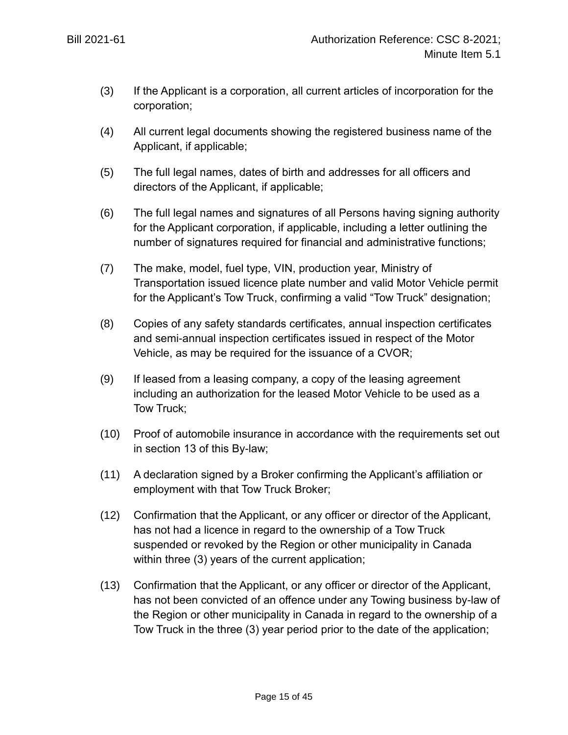(3) If the Applicant is a corporation, all current articles of incorporation for the corporation;

(4) All current legal documents showing the registered business name of the Applicant, if applicable;

(5) The full legal names, dates of birth and addresses for all officers and directors of the Applicant, if applicable;

(6) The full legal names and signatures of all Persons having signing authority for the Applicant corporation, if applicable, including a letter outlining the number of signatures required for financial and administrative functions;

(7) The make, model, fuel type, VIN, production year, Ministry of Transportation issued licence plate number and valid Motor Vehicle permit for the Applicant's Tow Truck, confirming a valid "Tow Truck" designation;

(8) Copies of any safety standards certificates, annual inspection certificates and semi-annual inspection certificates issued in respect of the Motor Vehicle, as may be required for the issuance of a CVOR;

(9) If leased from a leasing company, a copy of the leasing agreement including an authorization for the leased Motor Vehicle to be used as a Tow Truck;

(10) Proof of automobile insurance in accordance with the requirements set out in section 13 of this By-law;

(11) A declaration signed by a Broker confirming the Applicant's affiliation or employment with that Tow Truck Broker;

(12) Confirmation that the Applicant, or any officer or director of the Applicant, has not had a licence in regard to the ownership of a Tow Truck suspended or revoked by the Region or other municipality in Canada within three (3) years of the current application;

(13) Confirmation that the Applicant, or any officer or director of the Applicant, has not been convicted of an offence under any Towing business by-law of the Region or other municipality in Canada in regard to the ownership of a Tow Truck in the three (3) year period prior to the date of the application;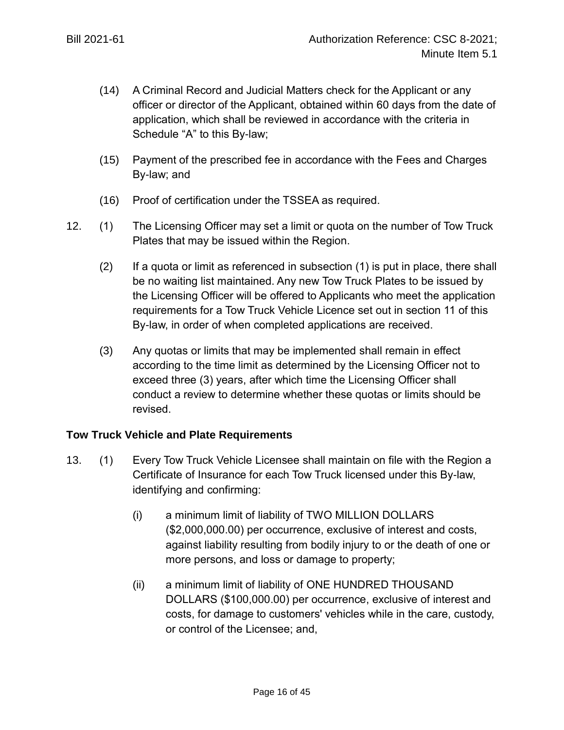(14) A Criminal Record and Judicial Matters check for the Applicant or any officer or director of the Applicant, obtained within 60 days from the date of application, which shall be reviewed in accordance with the criteria in Schedule "A" to this By-law;

(15) Payment of the prescribed fee in accordance with the Fees and Charges By-law; and

(16) Proof of certification under the TSSEA as required.

12. (1) The Licensing Officer may set a limit or quota on the number of Tow Truck Plates that may be issued within the Region.

(2) If a quota or limit as referenced in subsection (1) is put in place, there shall be no waiting list maintained. Any new Tow Truck Plates to be issued by the Licensing Officer will be offered to Applicants who meet the application requirements for a Tow Truck Vehicle Licence set out in section 11 of this By-law, in order of when completed applications are received.

(3) Any quotas or limits that may be implemented shall remain in effect according to the time limit as determined by the Licensing Officer not to exceed three (3) years, after which time the Licensing Officer shall conduct a review to determine whether these quotas or limits should be revised.

**Tow Truck Vehicle and Plate Requirements**

13. (1) Every Tow Truck Vehicle Licensee shall maintain on file with the Region a Certificate of Insurance for each Tow Truck licensed under this By-law, identifying and confirming:

(i) a minimum limit of liability of TWO MILLION DOLLARS ($2,000,000.00) per occurrence, exclusive of interest and costs, against liability resulting from bodily injury to or the death of one or more persons, and loss or damage to property;

(ii) a minimum limit of liability of ONE HUNDRED THOUSAND DOLLARS ($100,000.00) per occurrence, exclusive of interest and costs, for damage to customers' vehicles while in the care, custody, or control of the Licensee; and,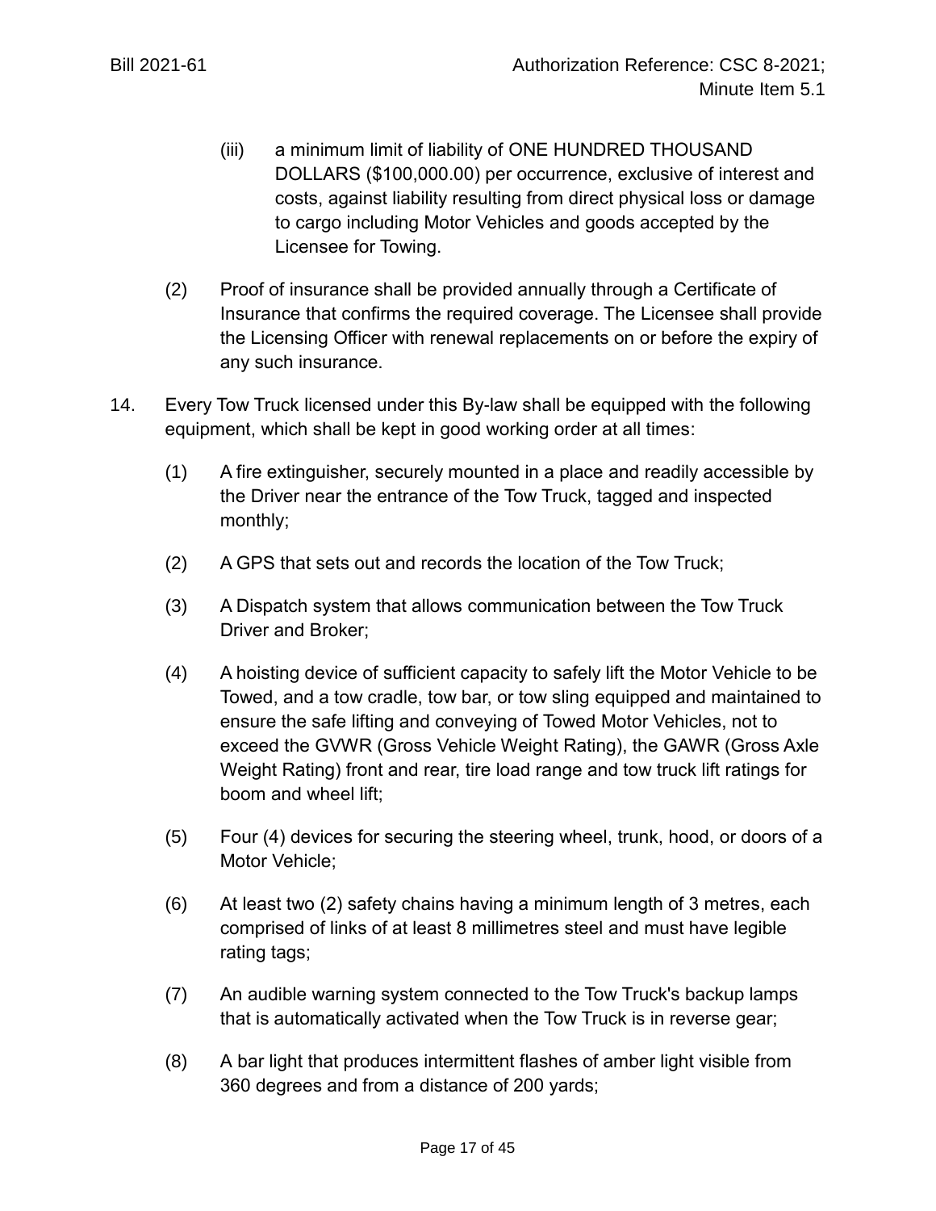(iii) a minimum limit of liability of ONE HUNDRED THOUSAND DOLLARS ($100,000.00) per occurrence, exclusive of interest and costs, against liability resulting from direct physical loss or damage to cargo including Motor Vehicles and goods accepted by the Licensee for Towing.

(2) Proof of insurance shall be provided annually through a Certificate of Insurance that confirms the required coverage. The Licensee shall provide the Licensing Officer with renewal replacements on or before the expiry of any such insurance.

14. Every Tow Truck licensed under this By-law shall be equipped with the following equipment, which shall be kept in good working order at all times:

(1) A fire extinguisher, securely mounted in a place and readily accessible by the Driver near the entrance of the Tow Truck, tagged and inspected monthly;

(2) A GPS that sets out and records the location of the Tow Truck;

(3) A Dispatch system that allows communication between the Tow Truck Driver and Broker;

(4) A hoisting device of sufficient capacity to safely lift the Motor Vehicle to be Towed, and a tow cradle, tow bar, or tow sling equipped and maintained to ensure the safe lifting and conveying of Towed Motor Vehicles, not to exceed the GVWR (Gross Vehicle Weight Rating), the GAWR (Gross Axle Weight Rating) front and rear, tire load range and tow truck lift ratings for boom and wheel lift;

(5) Four (4) devices for securing the steering wheel, trunk, hood, or doors of a Motor Vehicle;

(6) At least two (2) safety chains having a minimum length of 3 metres, each comprised of links of at least 8 millimetres steel and must have legible rating tags;

(7) An audible warning system connected to the Tow Truck's backup lamps that is automatically activated when the Tow Truck is in reverse gear;

(8) A bar light that produces intermittent flashes of amber light visible from 360 degrees and from a distance of 200 yards;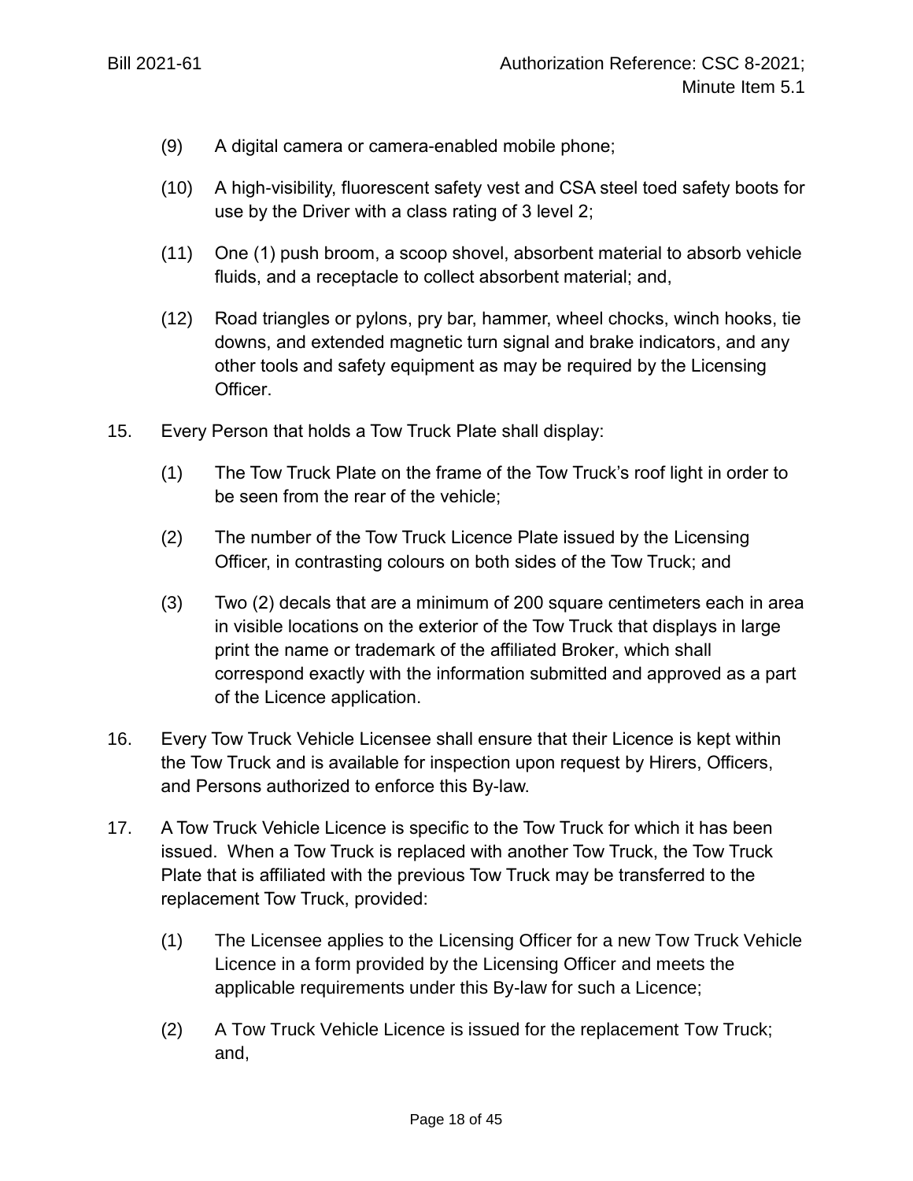(9) A digital camera or camera-enabled mobile phone;

(10) A high-visibility, fluorescent safety vest and CSA steel toed safety boots for use by the Driver with a class rating of 3 level 2;

(11) One (1) push broom, a scoop shovel, absorbent material to absorb vehicle fluids, and a receptacle to collect absorbent material; and,

(12) Road triangles or pylons, pry bar, hammer, wheel chocks, winch hooks, tie downs, and extended magnetic turn signal and brake indicators, and any other tools and safety equipment as may be required by the Licensing Officer.

15. Every Person that holds a Tow Truck Plate shall display:

(1) The Tow Truck Plate on the frame of the Tow Truck's roof light in order to be seen from the rear of the vehicle;

(2) The number of the Tow Truck Licence Plate issued by the Licensing Officer, in contrasting colours on both sides of the Tow Truck; and

(3) Two (2) decals that are a minimum of 200 square centimeters each in area in visible locations on the exterior of the Tow Truck that displays in large print the name or trademark of the affiliated Broker, which shall correspond exactly with the information submitted and approved as a part of the Licence application.

16. Every Tow Truck Vehicle Licensee shall ensure that their Licence is kept within the Tow Truck and is available for inspection upon request by Hirers, Officers, and Persons authorized to enforce this By-law.

17. A Tow Truck Vehicle Licence is specific to the Tow Truck for which it has been issued. When a Tow Truck is replaced with another Tow Truck, the Tow Truck Plate that is affiliated with the previous Tow Truck may be transferred to the replacement Tow Truck, provided:

(1) The Licensee applies to the Licensing Officer for a new Tow Truck Vehicle Licence in a form provided by the Licensing Officer and meets the applicable requirements under this By-law for such a Licence;

(2) A Tow Truck Vehicle Licence is issued for the replacement Tow Truck; and,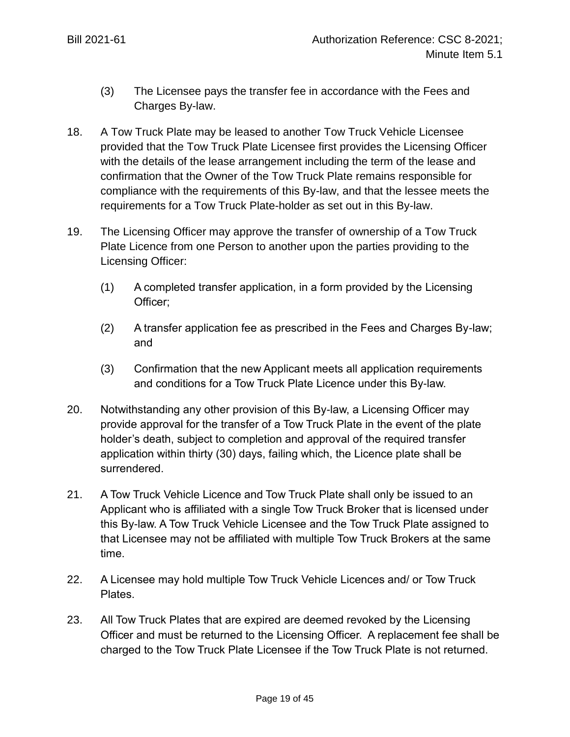(3) The Licensee pays the transfer fee in accordance with the Fees and Charges By-law.

18. A Tow Truck Plate may be leased to another Tow Truck Vehicle Licensee provided that the Tow Truck Plate Licensee first provides the Licensing Officer with the details of the lease arrangement including the term of the lease and confirmation that the Owner of the Tow Truck Plate remains responsible for compliance with the requirements of this By-law, and that the lessee meets the requirements for a Tow Truck Plate-holder as set out in this By-law.

19. The Licensing Officer may approve the transfer of ownership of a Tow Truck Plate Licence from one Person to another upon the parties providing to the Licensing Officer:

    (1) A completed transfer application, in a form provided by the Licensing Officer;

    (2) A transfer application fee as prescribed in the Fees and Charges By-law; and

    (3) Confirmation that the new Applicant meets all application requirements and conditions for a Tow Truck Plate Licence under this By-law.

20. Notwithstanding any other provision of this By-law, a Licensing Officer may provide approval for the transfer of a Tow Truck Plate in the event of the plate holder's death, subject to completion and approval of the required transfer application within thirty (30) days, failing which, the Licence plate shall be surrendered.

21. A Tow Truck Vehicle Licence and Tow Truck Plate shall only be issued to an Applicant who is affiliated with a single Tow Truck Broker that is licensed under this By-law. A Tow Truck Vehicle Licensee and the Tow Truck Plate assigned to that Licensee may not be affiliated with multiple Tow Truck Brokers at the same time.

22. A Licensee may hold multiple Tow Truck Vehicle Licences and/ or Tow Truck Plates.

23. All Tow Truck Plates that are expired are deemed revoked by the Licensing Officer and must be returned to the Licensing Officer. A replacement fee shall be charged to the Tow Truck Plate Licensee if the Tow Truck Plate is not returned.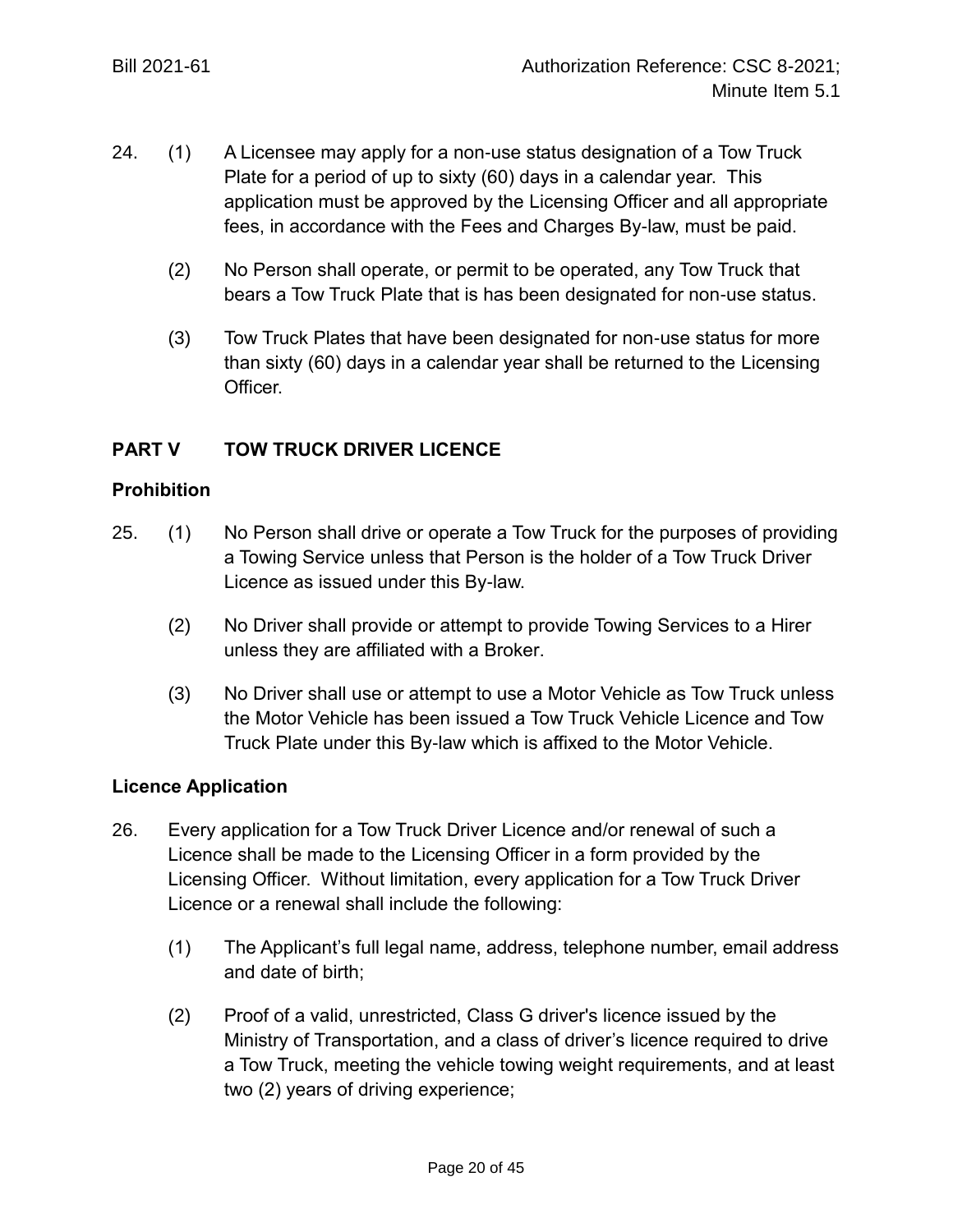24. (1) A Licensee may apply for a non-use status designation of a Tow Truck Plate for a period of up to sixty (60) days in a calendar year. This application must be approved by the Licensing Officer and all appropriate fees, in accordance with the Fees and Charges By-law, must be paid.

    (2) No Person shall operate, or permit to be operated, any Tow Truck that bears a Tow Truck Plate that is has been designated for non-use status.

    (3) Tow Truck Plates that have been designated for non-use status for more than sixty (60) days in a calendar year shall be returned to the Licensing Officer.

## PART V TOW TRUCK DRIVER LICENCE

### Prohibition

25. (1) No Person shall drive or operate a Tow Truck for the purposes of providing a Towing Service unless that Person is the holder of a Tow Truck Driver Licence as issued under this By-law.

    (2) No Driver shall provide or attempt to provide Towing Services to a Hirer unless they are affiliated with a Broker.

    (3) No Driver shall use or attempt to use a Motor Vehicle as Tow Truck unless the Motor Vehicle has been issued a Tow Truck Vehicle Licence and Tow Truck Plate under this By-law which is affixed to the Motor Vehicle.

### Licence Application

26. Every application for a Tow Truck Driver Licence and/or renewal of such a Licence shall be made to the Licensing Officer in a form provided by the Licensing Officer. Without limitation, every application for a Tow Truck Driver Licence or a renewal shall include the following:

    (1) The Applicant's full legal name, address, telephone number, email address and date of birth;

    (2) Proof of a valid, unrestricted, Class G driver's licence issued by the Ministry of Transportation, and a class of driver's licence required to drive a Tow Truck, meeting the vehicle towing weight requirements, and at least two (2) years of driving experience;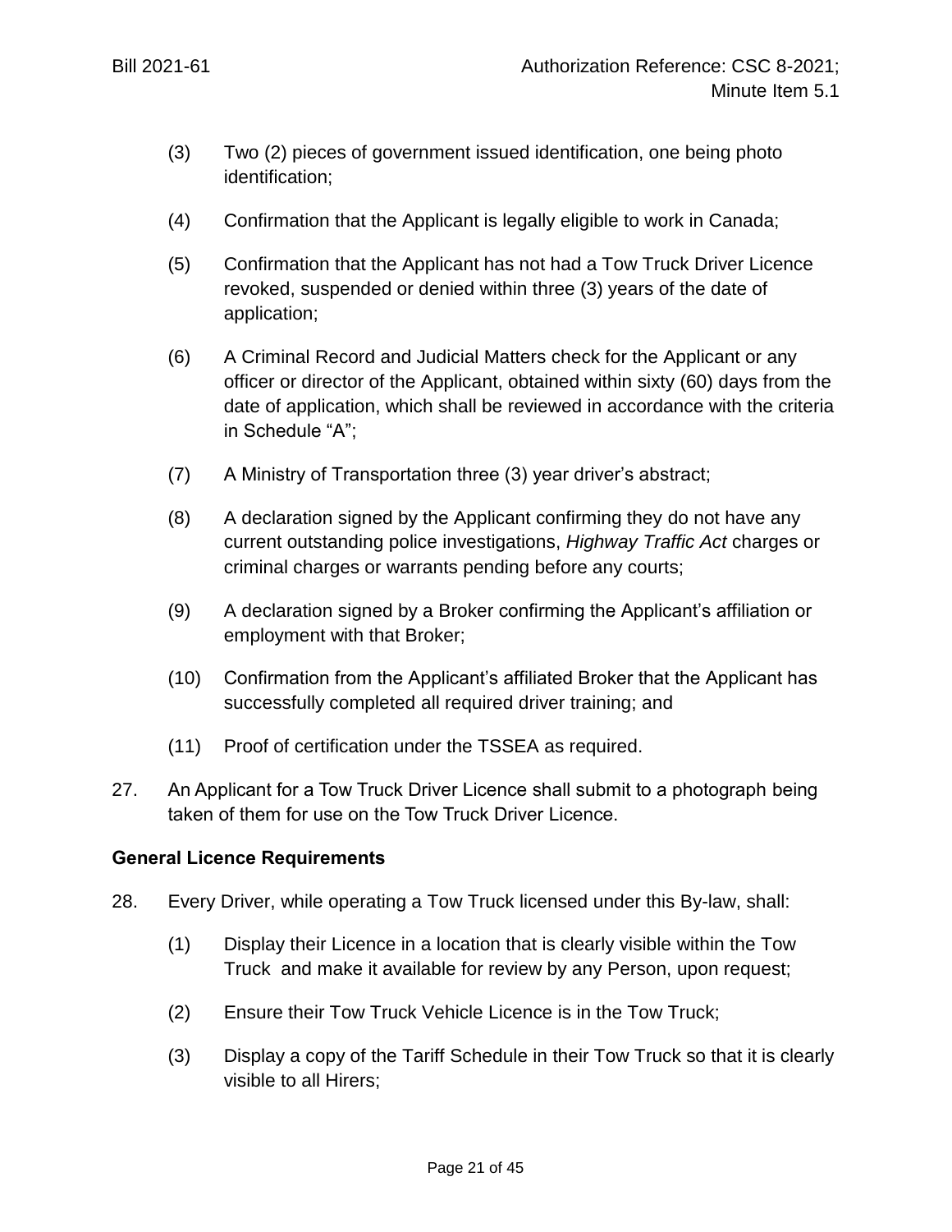(3) Two (2) pieces of government issued identification, one being photo identification;

(4) Confirmation that the Applicant is legally eligible to work in Canada;

(5) Confirmation that the Applicant has not had a Tow Truck Driver Licence revoked, suspended or denied within three (3) years of the date of application;

(6) A Criminal Record and Judicial Matters check for the Applicant or any officer or director of the Applicant, obtained within sixty (60) days from the date of application, which shall be reviewed in accordance with the criteria in Schedule “A”;

(7) A Ministry of Transportation three (3) year driver’s abstract;

(8) A declaration signed by the Applicant confirming they do not have any current outstanding police investigations, *Highway Traffic Act* charges or criminal charges or warrants pending before any courts;

(9) A declaration signed by a Broker confirming the Applicant’s affiliation or employment with that Broker;

(10) Confirmation from the Applicant’s affiliated Broker that the Applicant has successfully completed all required driver training; and

(11) Proof of certification under the TSSEA as required.

27. An Applicant for a Tow Truck Driver Licence shall submit to a photograph being taken of them for use on the Tow Truck Driver Licence.

**General Licence Requirements**

28. Every Driver, while operating a Tow Truck licensed under this By-law, shall:

(1) Display their Licence in a location that is clearly visible within the Tow Truck and make it available for review by any Person, upon request;

(2) Ensure their Tow Truck Vehicle Licence is in the Tow Truck;

(3) Display a copy of the Tariff Schedule in their Tow Truck so that it is clearly visible to all Hirers;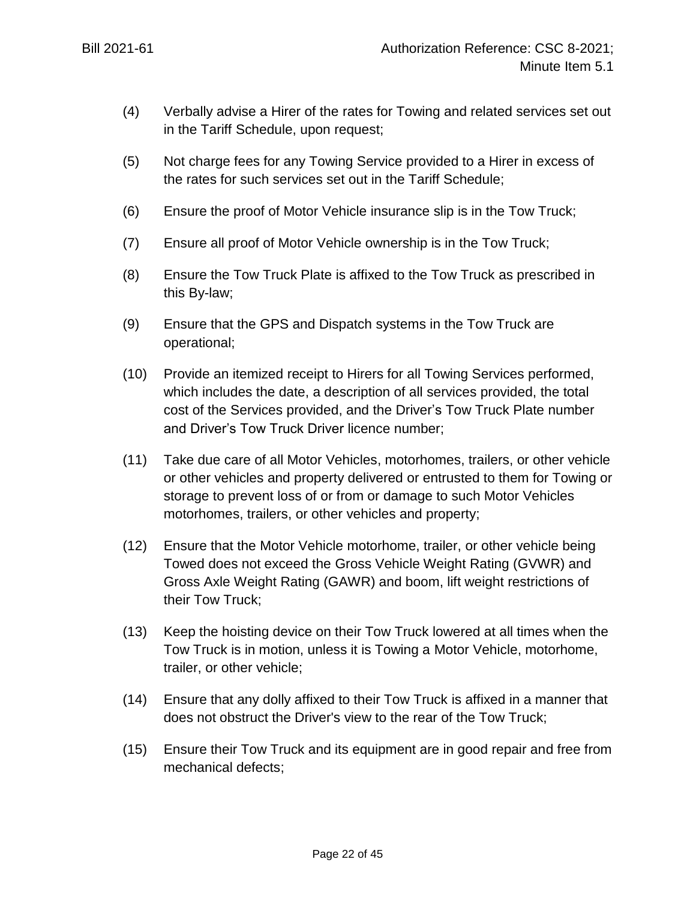(4) Verbally advise a Hirer of the rates for Towing and related services set out in the Tariff Schedule, upon request;

(5) Not charge fees for any Towing Service provided to a Hirer in excess of the rates for such services set out in the Tariff Schedule;

(6) Ensure the proof of Motor Vehicle insurance slip is in the Tow Truck;

(7) Ensure all proof of Motor Vehicle ownership is in the Tow Truck;

(8) Ensure the Tow Truck Plate is affixed to the Tow Truck as prescribed in this By-law;

(9) Ensure that the GPS and Dispatch systems in the Tow Truck are operational;

(10) Provide an itemized receipt to Hirers for all Towing Services performed, which includes the date, a description of all services provided, the total cost of the Services provided, and the Driver's Tow Truck Plate number and Driver's Tow Truck Driver licence number;

(11) Take due care of all Motor Vehicles, motorhomes, trailers, or other vehicle or other vehicles and property delivered or entrusted to them for Towing or storage to prevent loss of or from or damage to such Motor Vehicles motorhomes, trailers, or other vehicles and property;

(12) Ensure that the Motor Vehicle motorhome, trailer, or other vehicle being Towed does not exceed the Gross Vehicle Weight Rating (GVWR) and Gross Axle Weight Rating (GAWR) and boom, lift weight restrictions of their Tow Truck;

(13) Keep the hoisting device on their Tow Truck lowered at all times when the Tow Truck is in motion, unless it is Towing a Motor Vehicle, motorhome, trailer, or other vehicle;

(14) Ensure that any dolly affixed to their Tow Truck is affixed in a manner that does not obstruct the Driver's view to the rear of the Tow Truck;

(15) Ensure their Tow Truck and its equipment are in good repair and free from mechanical defects;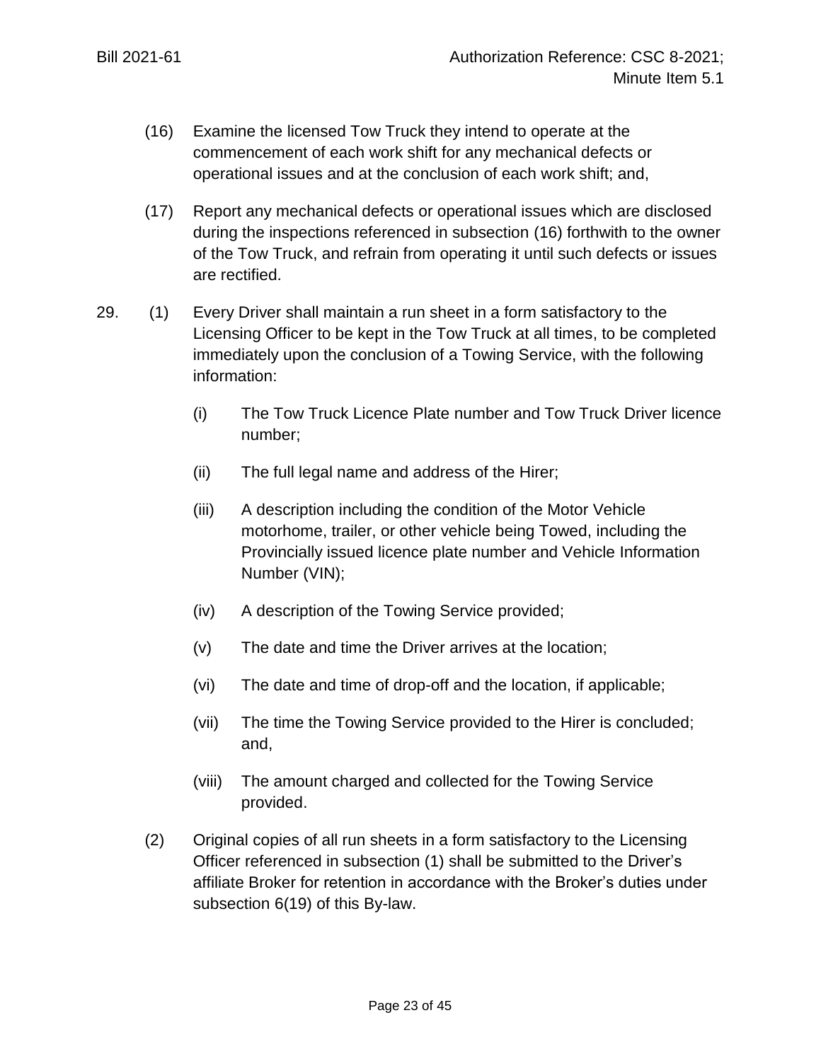(16) Examine the licensed Tow Truck they intend to operate at the commencement of each work shift for any mechanical defects or operational issues and at the conclusion of each work shift; and,

(17) Report any mechanical defects or operational issues which are disclosed during the inspections referenced in subsection (16) forthwith to the owner of the Tow Truck, and refrain from operating it until such defects or issues are rectified.

29. (1) Every Driver shall maintain a run sheet in a form satisfactory to the Licensing Officer to be kept in the Tow Truck at all times, to be completed immediately upon the conclusion of a Towing Service, with the following information:

(i) The Tow Truck Licence Plate number and Tow Truck Driver licence number;

(ii) The full legal name and address of the Hirer;

(iii) A description including the condition of the Motor Vehicle motorhome, trailer, or other vehicle being Towed, including the Provincially issued licence plate number and Vehicle Information Number (VIN);

(iv) A description of the Towing Service provided;

(v) The date and time the Driver arrives at the location;

(vi) The date and time of drop-off and the location, if applicable;

(vii) The time the Towing Service provided to the Hirer is concluded; and,

(viii) The amount charged and collected for the Towing Service provided.

(2) Original copies of all run sheets in a form satisfactory to the Licensing Officer referenced in subsection (1) shall be submitted to the Driver's affiliate Broker for retention in accordance with the Broker's duties under subsection 6(19) of this By-law.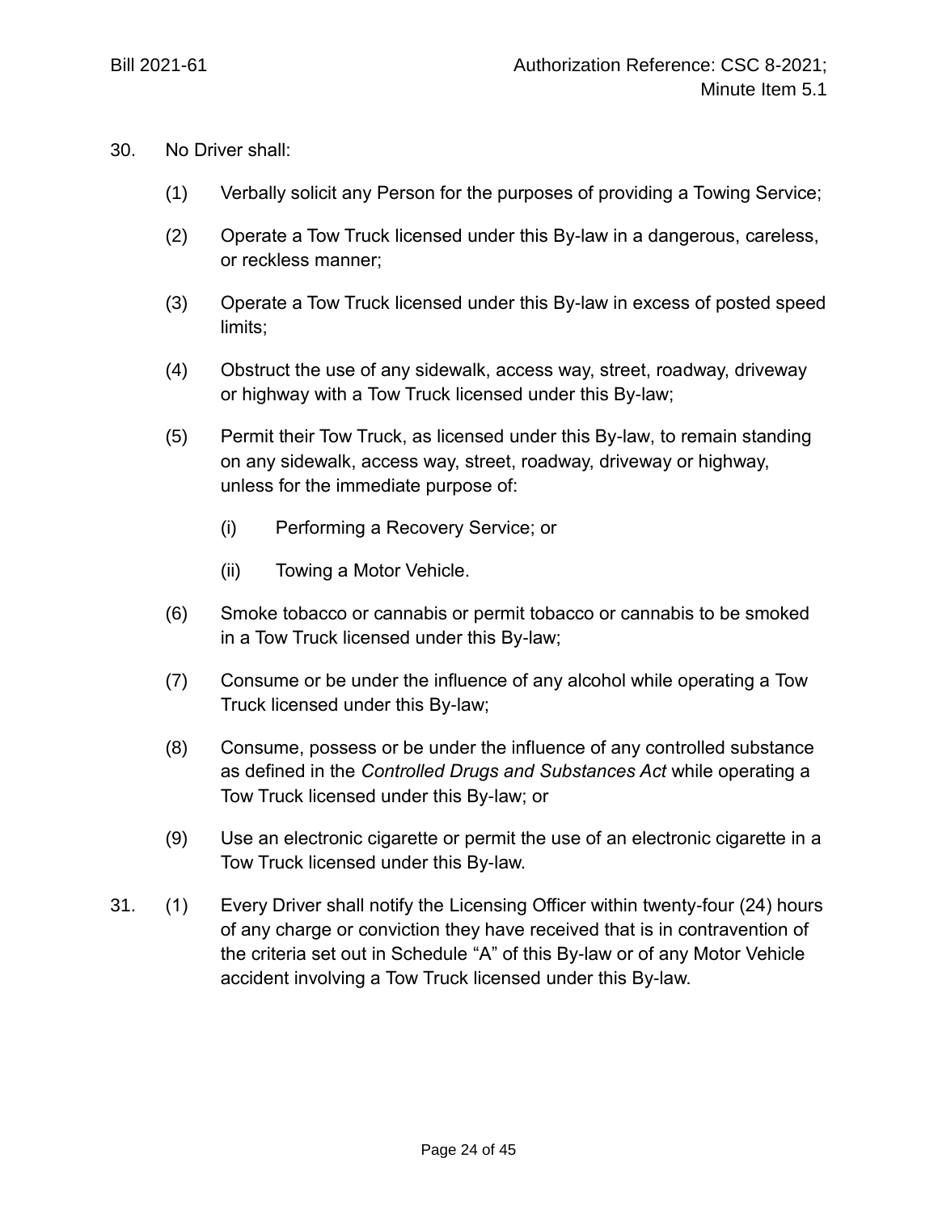30. No Driver shall:

    (1) Verbally solicit any Person for the purposes of providing a Towing Service;

    (2) Operate a Tow Truck licensed under this By-law in a dangerous, careless, or reckless manner;

    (3) Operate a Tow Truck licensed under this By-law in excess of posted speed limits;

    (4) Obstruct the use of any sidewalk, access way, street, roadway, driveway or highway with a Tow Truck licensed under this By-law;

    (5) Permit their Tow Truck, as licensed under this By-law, to remain standing on any sidewalk, access way, street, roadway, driveway or highway, unless for the immediate purpose of:

        (i) Performing a Recovery Service; or

        (ii) Towing a Motor Vehicle.

    (6) Smoke tobacco or cannabis or permit tobacco or cannabis to be smoked in a Tow Truck licensed under this By-law;

    (7) Consume or be under the influence of any alcohol while operating a Tow Truck licensed under this By-law;

    (8) Consume, possess or be under the influence of any controlled substance as defined in the *Controlled Drugs and Substances Act* while operating a Tow Truck licensed under this By-law; or

    (9) Use an electronic cigarette or permit the use of an electronic cigarette in a Tow Truck licensed under this By-law.

31. (1) Every Driver shall notify the Licensing Officer within twenty-four (24) hours of any charge or conviction they have received that is in contravention of the criteria set out in Schedule "A" of this By-law or of any Motor Vehicle accident involving a Tow Truck licensed under this By-law.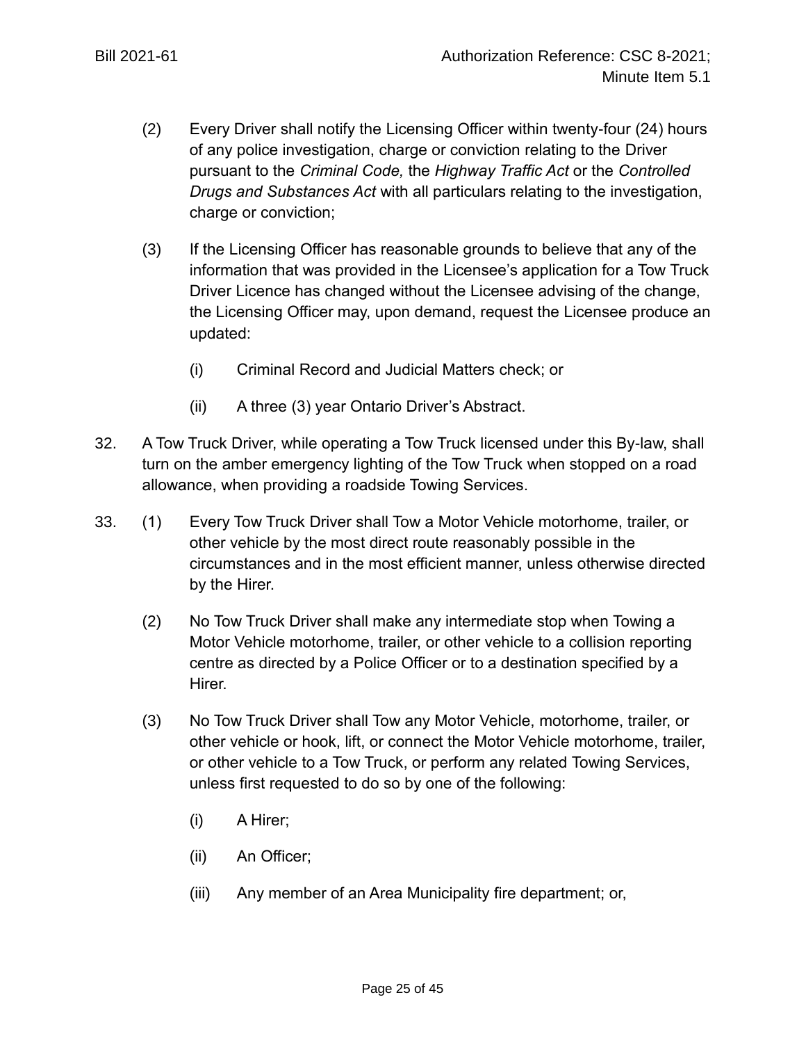(2) Every Driver shall notify the Licensing Officer within twenty-four (24) hours of any police investigation, charge or conviction relating to the Driver pursuant to the *Criminal Code,* the *Highway Traffic Act* or the *Controlled Drugs and Substances Act* with all particulars relating to the investigation, charge or conviction;

(3) If the Licensing Officer has reasonable grounds to believe that any of the information that was provided in the Licensee's application for a Tow Truck Driver Licence has changed without the Licensee advising of the change, the Licensing Officer may, upon demand, request the Licensee produce an updated:

(i) Criminal Record and Judicial Matters check; or

(ii) A three (3) year Ontario Driver's Abstract.

32. A Tow Truck Driver, while operating a Tow Truck licensed under this By-law, shall turn on the amber emergency lighting of the Tow Truck when stopped on a road allowance, when providing a roadside Towing Services.

33. (1) Every Tow Truck Driver shall Tow a Motor Vehicle motorhome, trailer, or other vehicle by the most direct route reasonably possible in the circumstances and in the most efficient manner, unless otherwise directed by the Hirer.

(2) No Tow Truck Driver shall make any intermediate stop when Towing a Motor Vehicle motorhome, trailer, or other vehicle to a collision reporting centre as directed by a Police Officer or to a destination specified by a Hirer.

(3) No Tow Truck Driver shall Tow any Motor Vehicle, motorhome, trailer, or other vehicle or hook, lift, or connect the Motor Vehicle motorhome, trailer, or other vehicle to a Tow Truck, or perform any related Towing Services, unless first requested to do so by one of the following:

(i) A Hirer;

(ii) An Officer;

(iii) Any member of an Area Municipality fire department; or,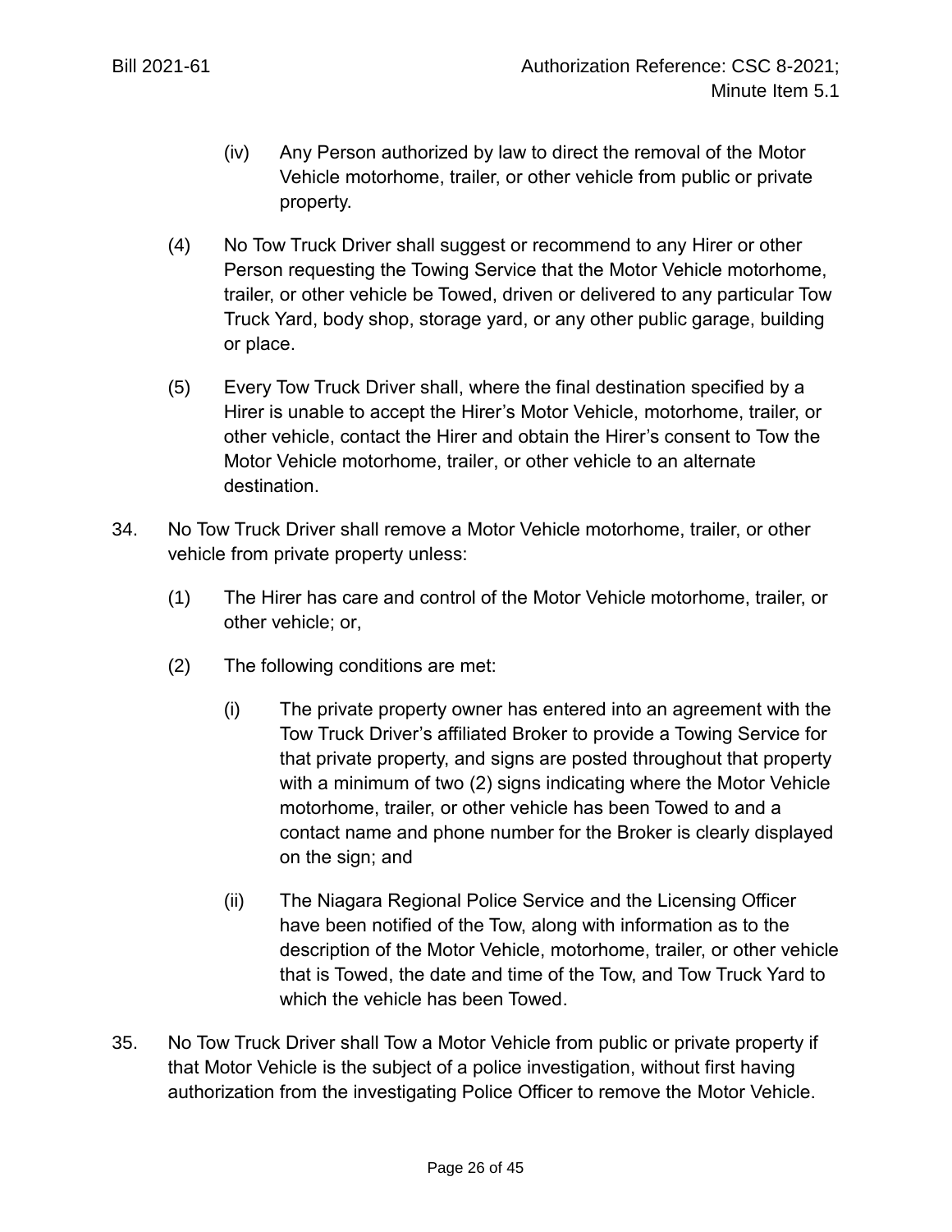(iv) Any Person authorized by law to direct the removal of the Motor Vehicle motorhome, trailer, or other vehicle from public or private property.

(4) No Tow Truck Driver shall suggest or recommend to any Hirer or other Person requesting the Towing Service that the Motor Vehicle motorhome, trailer, or other vehicle be Towed, driven or delivered to any particular Tow Truck Yard, body shop, storage yard, or any other public garage, building or place.

(5) Every Tow Truck Driver shall, where the final destination specified by a Hirer is unable to accept the Hirer's Motor Vehicle, motorhome, trailer, or other vehicle, contact the Hirer and obtain the Hirer's consent to Tow the Motor Vehicle motorhome, trailer, or other vehicle to an alternate destination.

34. No Tow Truck Driver shall remove a Motor Vehicle motorhome, trailer, or other vehicle from private property unless:

(1) The Hirer has care and control of the Motor Vehicle motorhome, trailer, or other vehicle; or,

(2) The following conditions are met:

(i) The private property owner has entered into an agreement with the Tow Truck Driver's affiliated Broker to provide a Towing Service for that private property, and signs are posted throughout that property with a minimum of two (2) signs indicating where the Motor Vehicle motorhome, trailer, or other vehicle has been Towed to and a contact name and phone number for the Broker is clearly displayed on the sign; and

(ii) The Niagara Regional Police Service and the Licensing Officer have been notified of the Tow, along with information as to the description of the Motor Vehicle, motorhome, trailer, or other vehicle that is Towed, the date and time of the Tow, and Tow Truck Yard to which the vehicle has been Towed.

35. No Tow Truck Driver shall Tow a Motor Vehicle from public or private property if that Motor Vehicle is the subject of a police investigation, without first having authorization from the investigating Police Officer to remove the Motor Vehicle.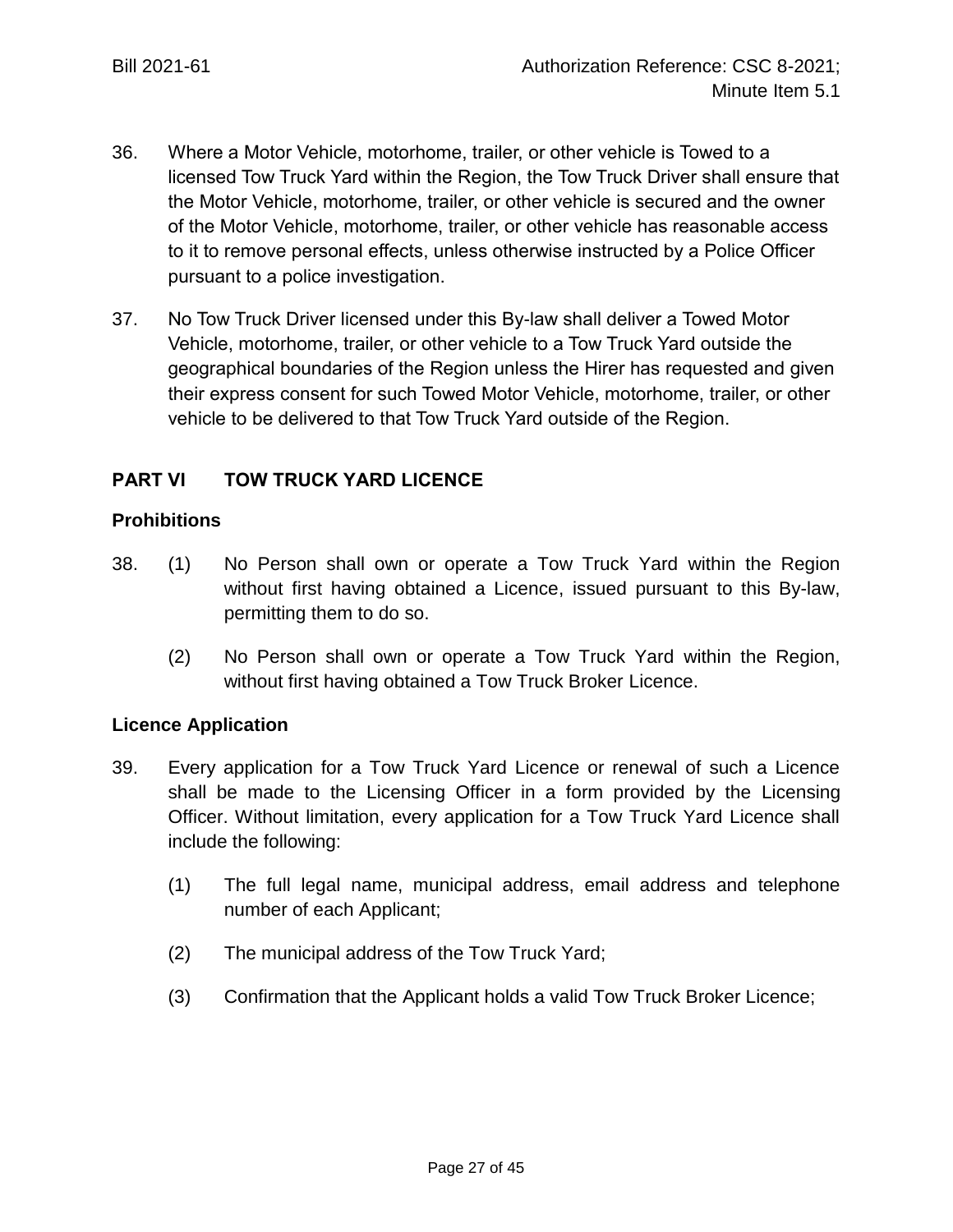36. Where a Motor Vehicle, motorhome, trailer, or other vehicle is Towed to a licensed Tow Truck Yard within the Region, the Tow Truck Driver shall ensure that the Motor Vehicle, motorhome, trailer, or other vehicle is secured and the owner of the Motor Vehicle, motorhome, trailer, or other vehicle has reasonable access to it to remove personal effects, unless otherwise instructed by a Police Officer pursuant to a police investigation.

37. No Tow Truck Driver licensed under this By-law shall deliver a Towed Motor Vehicle, motorhome, trailer, or other vehicle to a Tow Truck Yard outside the geographical boundaries of the Region unless the Hirer has requested and given their express consent for such Towed Motor Vehicle, motorhome, trailer, or other vehicle to be delivered to that Tow Truck Yard outside of the Region.

## PART VI TOW TRUCK YARD LICENCE

### Prohibitions

38. (1) No Person shall own or operate a Tow Truck Yard within the Region without first having obtained a Licence, issued pursuant to this By-law, permitting them to do so.

    (2) No Person shall own or operate a Tow Truck Yard within the Region, without first having obtained a Tow Truck Broker Licence.

### Licence Application

39. Every application for a Tow Truck Yard Licence or renewal of such a Licence shall be made to the Licensing Officer in a form provided by the Licensing Officer. Without limitation, every application for a Tow Truck Yard Licence shall include the following:

    (1) The full legal name, municipal address, email address and telephone number of each Applicant;

    (2) The municipal address of the Tow Truck Yard;

    (3) Confirmation that the Applicant holds a valid Tow Truck Broker Licence;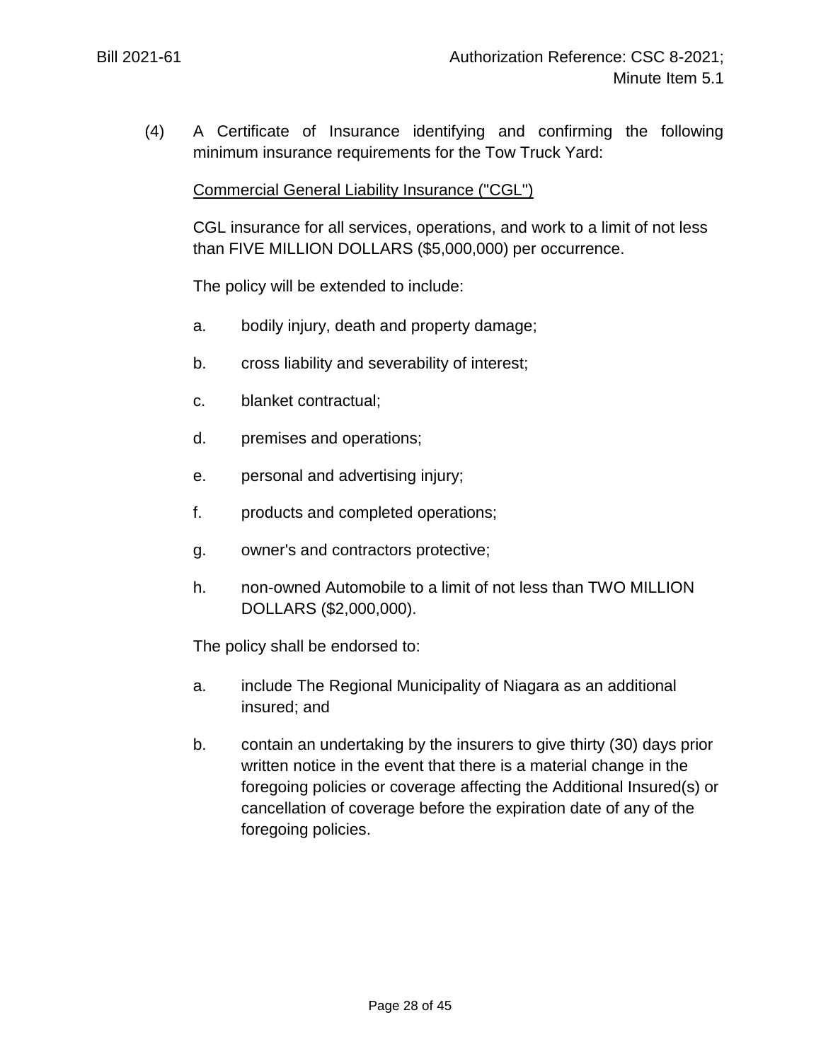(4) A Certificate of Insurance identifying and confirming the following minimum insurance requirements for the Tow Truck Yard:

Commercial General Liability Insurance ("CGL")

CGL insurance for all services, operations, and work to a limit of not less than FIVE MILLION DOLLARS ($5,000,000) per occurrence.

The policy will be extended to include:

a. bodily injury, death and property damage;

b. cross liability and severability of interest;

c. blanket contractual;

d. premises and operations;

e. personal and advertising injury;

f. products and completed operations;

g. owner's and contractors protective;

h. non-owned Automobile to a limit of not less than TWO MILLION DOLLARS ($2,000,000).

The policy shall be endorsed to:

a. include The Regional Municipality of Niagara as an additional insured; and

b. contain an undertaking by the insurers to give thirty (30) days prior written notice in the event that there is a material change in the foregoing policies or coverage affecting the Additional Insured(s) or cancellation of coverage before the expiration date of any of the foregoing policies.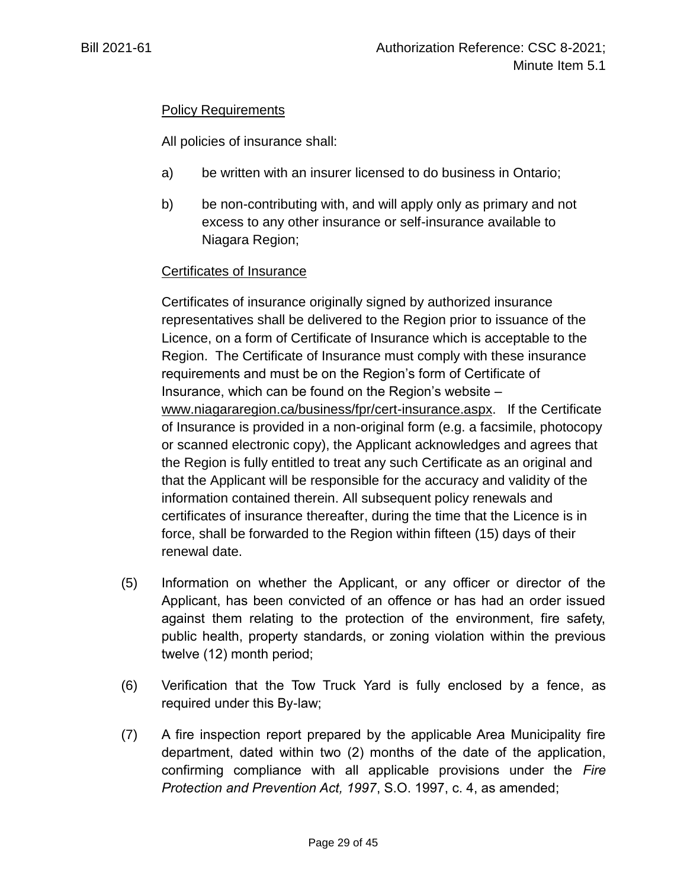Policy Requirements

All policies of insurance shall:

a) be written with an insurer licensed to do business in Ontario;

b) be non-contributing with, and will apply only as primary and not excess to any other insurance or self-insurance available to Niagara Region;

Certificates of Insurance

Certificates of insurance originally signed by authorized insurance representatives shall be delivered to the Region prior to issuance of the Licence, on a form of Certificate of Insurance which is acceptable to the Region. The Certificate of Insurance must comply with these insurance requirements and must be on the Region's form of Certificate of Insurance, which can be found on the Region's website – www.niagararegion.ca/business/fpr/cert-insurance.aspx. If the Certificate of Insurance is provided in a non-original form (e.g. a facsimile, photocopy or scanned electronic copy), the Applicant acknowledges and agrees that the Region is fully entitled to treat any such Certificate as an original and that the Applicant will be responsible for the accuracy and validity of the information contained therein. All subsequent policy renewals and certificates of insurance thereafter, during the time that the Licence is in force, shall be forwarded to the Region within fifteen (15) days of their renewal date.

(5) Information on whether the Applicant, or any officer or director of the Applicant, has been convicted of an offence or has had an order issued against them relating to the protection of the environment, fire safety, public health, property standards, or zoning violation within the previous twelve (12) month period;

(6) Verification that the Tow Truck Yard is fully enclosed by a fence, as required under this By-law;

(7) A fire inspection report prepared by the applicable Area Municipality fire department, dated within two (2) months of the date of the application, confirming compliance with all applicable provisions under the *Fire Protection and Prevention Act, 1997*, S.O. 1997, c. 4, as amended;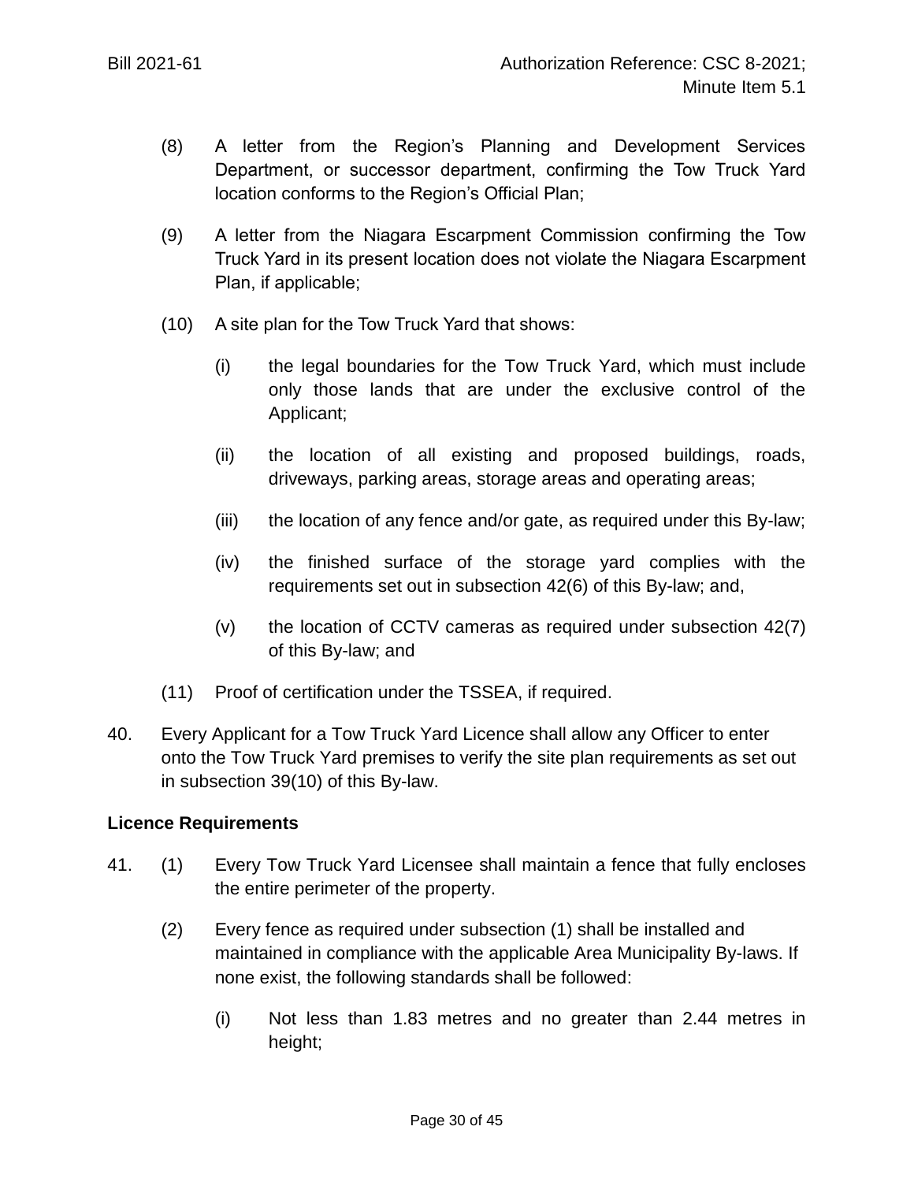(8) A letter from the Region's Planning and Development Services Department, or successor department, confirming the Tow Truck Yard location conforms to the Region's Official Plan;

(9) A letter from the Niagara Escarpment Commission confirming the Tow Truck Yard in its present location does not violate the Niagara Escarpment Plan, if applicable;

(10) A site plan for the Tow Truck Yard that shows:

(i) the legal boundaries for the Tow Truck Yard, which must include only those lands that are under the exclusive control of the Applicant;

(ii) the location of all existing and proposed buildings, roads, driveways, parking areas, storage areas and operating areas;

(iii) the location of any fence and/or gate, as required under this By-law;

(iv) the finished surface of the storage yard complies with the requirements set out in subsection 42(6) of this By-law; and,

(v) the location of CCTV cameras as required under subsection 42(7) of this By-law; and

(11) Proof of certification under the TSSEA, if required.

40. Every Applicant for a Tow Truck Yard Licence shall allow any Officer to enter onto the Tow Truck Yard premises to verify the site plan requirements as set out in subsection 39(10) of this By-law.

**Licence Requirements**

41. (1) Every Tow Truck Yard Licensee shall maintain a fence that fully encloses the entire perimeter of the property.

(2) Every fence as required under subsection (1) shall be installed and maintained in compliance with the applicable Area Municipality By-laws. If none exist, the following standards shall be followed:

(i) Not less than 1.83 metres and no greater than 2.44 metres in height;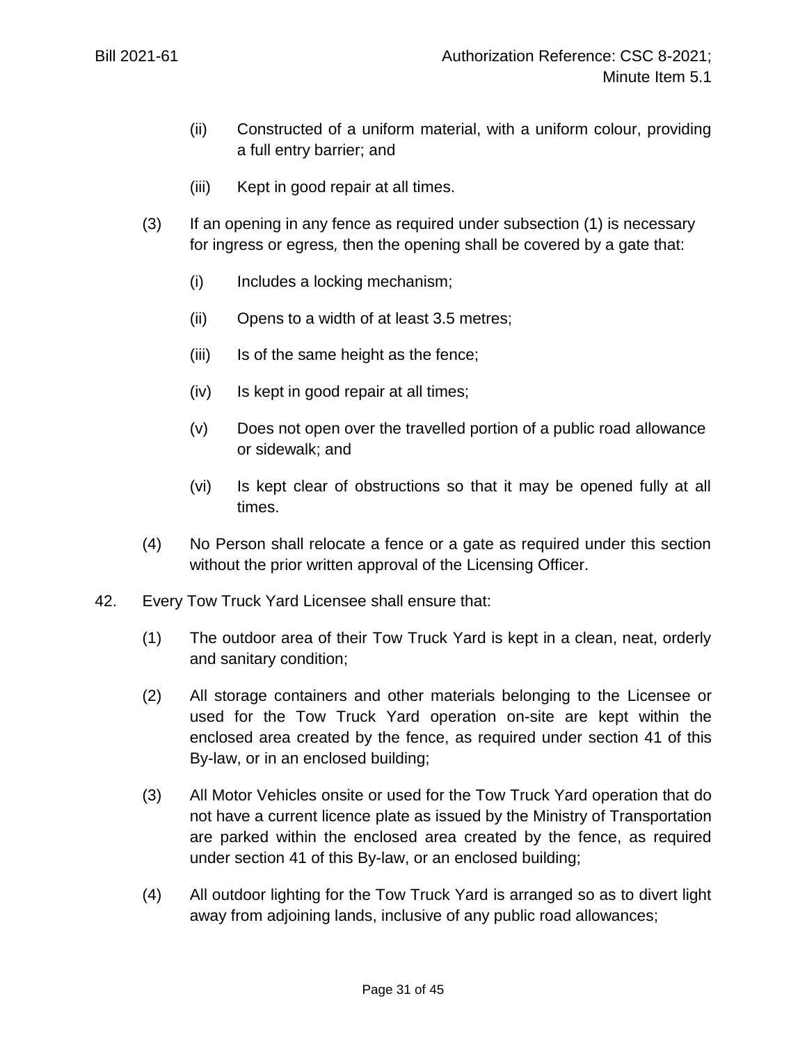(ii) Constructed of a uniform material, with a uniform colour, providing a full entry barrier; and

(iii) Kept in good repair at all times.

(3) If an opening in any fence as required under subsection (1) is necessary for ingress or egress, then the opening shall be covered by a gate that:

(i) Includes a locking mechanism;

(ii) Opens to a width of at least 3.5 metres;

(iii) Is of the same height as the fence;

(iv) Is kept in good repair at all times;

(v) Does not open over the travelled portion of a public road allowance or sidewalk; and

(vi) Is kept clear of obstructions so that it may be opened fully at all times.

(4) No Person shall relocate a fence or a gate as required under this section without the prior written approval of the Licensing Officer.

42. Every Tow Truck Yard Licensee shall ensure that:

(1) The outdoor area of their Tow Truck Yard is kept in a clean, neat, orderly and sanitary condition;

(2) All storage containers and other materials belonging to the Licensee or used for the Tow Truck Yard operation on-site are kept within the enclosed area created by the fence, as required under section 41 of this By-law, or in an enclosed building;

(3) All Motor Vehicles onsite or used for the Tow Truck Yard operation that do not have a current licence plate as issued by the Ministry of Transportation are parked within the enclosed area created by the fence, as required under section 41 of this By-law, or an enclosed building;

(4) All outdoor lighting for the Tow Truck Yard is arranged so as to divert light away from adjoining lands, inclusive of any public road allowances;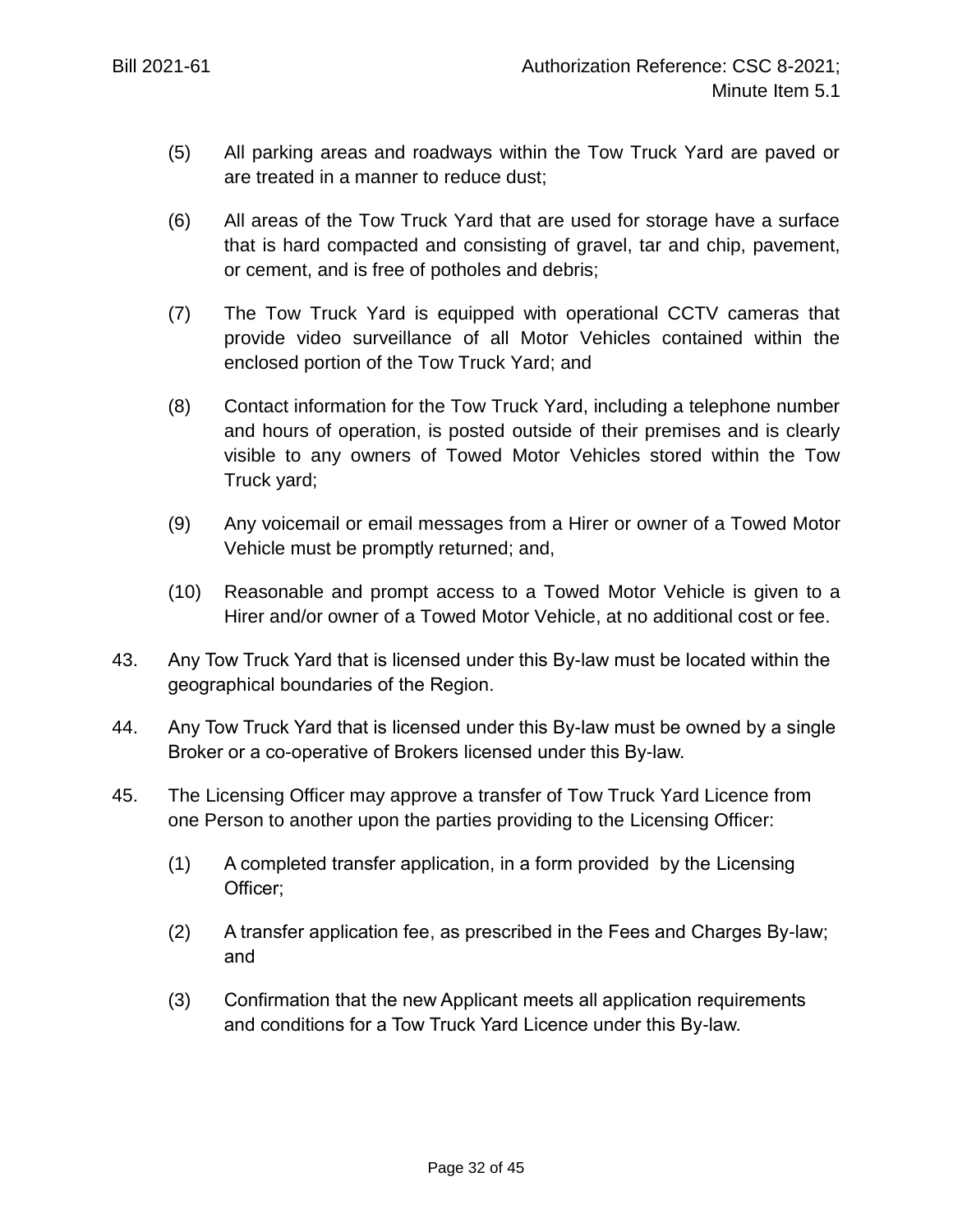(5) All parking areas and roadways within the Tow Truck Yard are paved or are treated in a manner to reduce dust;

(6) All areas of the Tow Truck Yard that are used for storage have a surface that is hard compacted and consisting of gravel, tar and chip, pavement, or cement, and is free of potholes and debris;

(7) The Tow Truck Yard is equipped with operational CCTV cameras that provide video surveillance of all Motor Vehicles contained within the enclosed portion of the Tow Truck Yard; and

(8) Contact information for the Tow Truck Yard, including a telephone number and hours of operation, is posted outside of their premises and is clearly visible to any owners of Towed Motor Vehicles stored within the Tow Truck yard;

(9) Any voicemail or email messages from a Hirer or owner of a Towed Motor Vehicle must be promptly returned; and,

(10) Reasonable and prompt access to a Towed Motor Vehicle is given to a Hirer and/or owner of a Towed Motor Vehicle, at no additional cost or fee.

43. Any Tow Truck Yard that is licensed under this By-law must be located within the geographical boundaries of the Region.

44. Any Tow Truck Yard that is licensed under this By-law must be owned by a single Broker or a co-operative of Brokers licensed under this By-law.

45. The Licensing Officer may approve a transfer of Tow Truck Yard Licence from one Person to another upon the parties providing to the Licensing Officer:

(1) A completed transfer application, in a form provided by the Licensing Officer;

(2) A transfer application fee, as prescribed in the Fees and Charges By-law; and

(3) Confirmation that the new Applicant meets all application requirements and conditions for a Tow Truck Yard Licence under this By-law.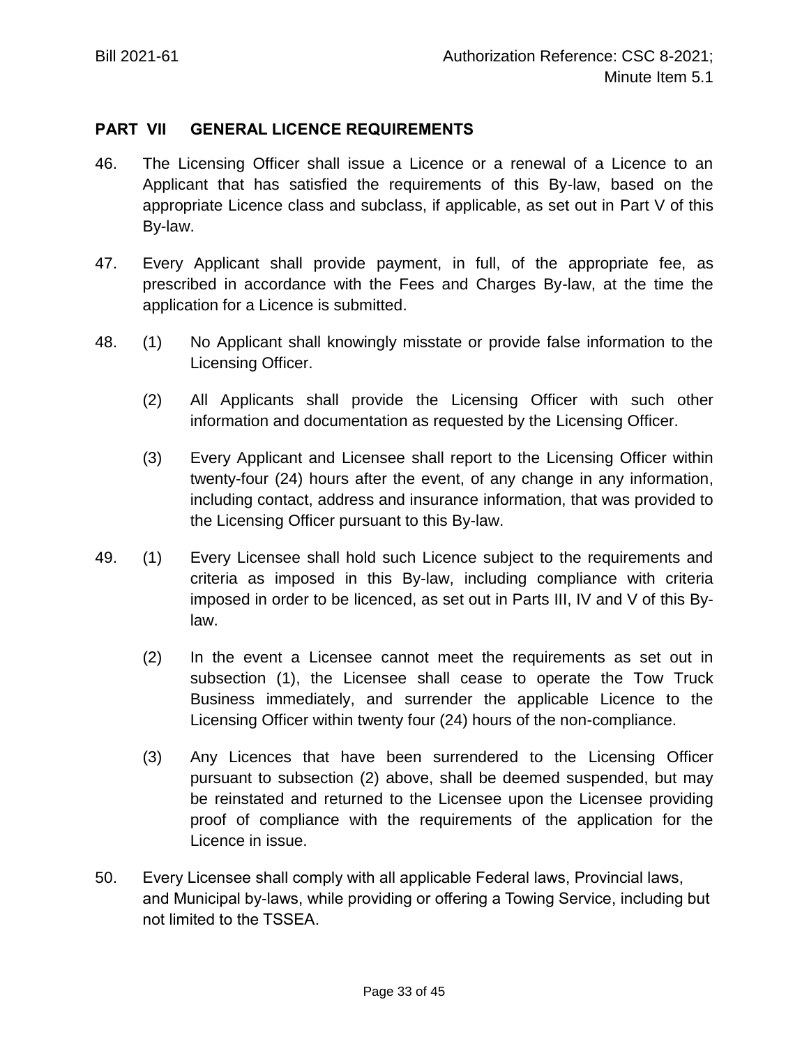## PART VII GENERAL LICENCE REQUIREMENTS

46. The Licensing Officer shall issue a Licence or a renewal of a Licence to an Applicant that has satisfied the requirements of this By-law, based on the appropriate Licence class and subclass, if applicable, as set out in Part V of this By-law.

47. Every Applicant shall provide payment, in full, of the appropriate fee, as prescribed in accordance with the Fees and Charges By-law, at the time the application for a Licence is submitted.

48. (1) No Applicant shall knowingly misstate or provide false information to the Licensing Officer.

    (2) All Applicants shall provide the Licensing Officer with such other information and documentation as requested by the Licensing Officer.

    (3) Every Applicant and Licensee shall report to the Licensing Officer within twenty-four (24) hours after the event, of any change in any information, including contact, address and insurance information, that was provided to the Licensing Officer pursuant to this By-law.

49. (1) Every Licensee shall hold such Licence subject to the requirements and criteria as imposed in this By-law, including compliance with criteria imposed in order to be licenced, as set out in Parts III, IV and V of this By-law.

    (2) In the event a Licensee cannot meet the requirements as set out in subsection (1), the Licensee shall cease to operate the Tow Truck Business immediately, and surrender the applicable Licence to the Licensing Officer within twenty four (24) hours of the non-compliance.

    (3) Any Licences that have been surrendered to the Licensing Officer pursuant to subsection (2) above, shall be deemed suspended, but may be reinstated and returned to the Licensee upon the Licensee providing proof of compliance with the requirements of the application for the Licence in issue.

50. Every Licensee shall comply with all applicable Federal laws, Provincial laws, and Municipal by-laws, while providing or offering a Towing Service, including but not limited to the TSSEA.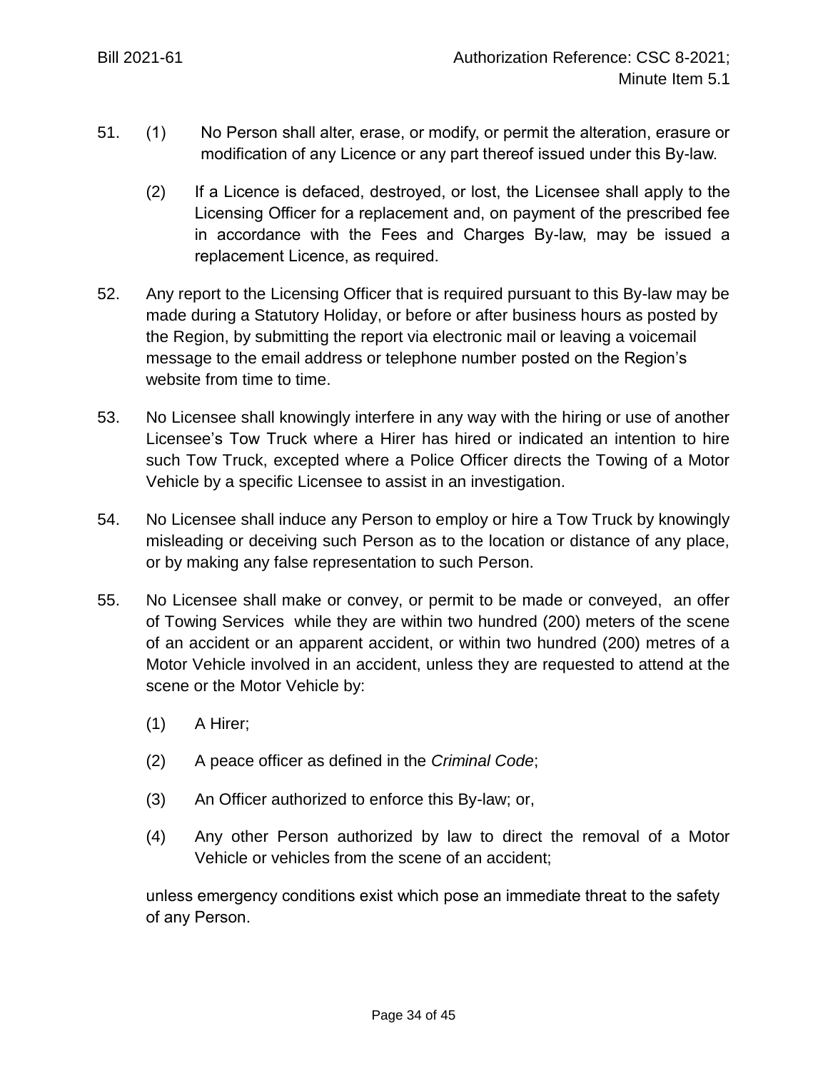51. (1) No Person shall alter, erase, or modify, or permit the alteration, erasure or modification of any Licence or any part thereof issued under this By-law.

    (2) If a Licence is defaced, destroyed, or lost, the Licensee shall apply to the Licensing Officer for a replacement and, on payment of the prescribed fee in accordance with the Fees and Charges By-law, may be issued a replacement Licence, as required.

52. Any report to the Licensing Officer that is required pursuant to this By-law may be made during a Statutory Holiday, or before or after business hours as posted by the Region, by submitting the report via electronic mail or leaving a voicemail message to the email address or telephone number posted on the Region's website from time to time.

53. No Licensee shall knowingly interfere in any way with the hiring or use of another Licensee's Tow Truck where a Hirer has hired or indicated an intention to hire such Tow Truck, excepted where a Police Officer directs the Towing of a Motor Vehicle by a specific Licensee to assist in an investigation.

54. No Licensee shall induce any Person to employ or hire a Tow Truck by knowingly misleading or deceiving such Person as to the location or distance of any place, or by making any false representation to such Person.

55. No Licensee shall make or convey, or permit to be made or conveyed, an offer of Towing Services while they are within two hundred (200) meters of the scene of an accident or an apparent accident, or within two hundred (200) metres of a Motor Vehicle involved in an accident, unless they are requested to attend at the scene or the Motor Vehicle by:

    (1) A Hirer;

    (2) A peace officer as defined in the *Criminal Code*;

    (3) An Officer authorized to enforce this By-law; or,

    (4) Any other Person authorized by law to direct the removal of a Motor Vehicle or vehicles from the scene of an accident;

    unless emergency conditions exist which pose an immediate threat to the safety of any Person.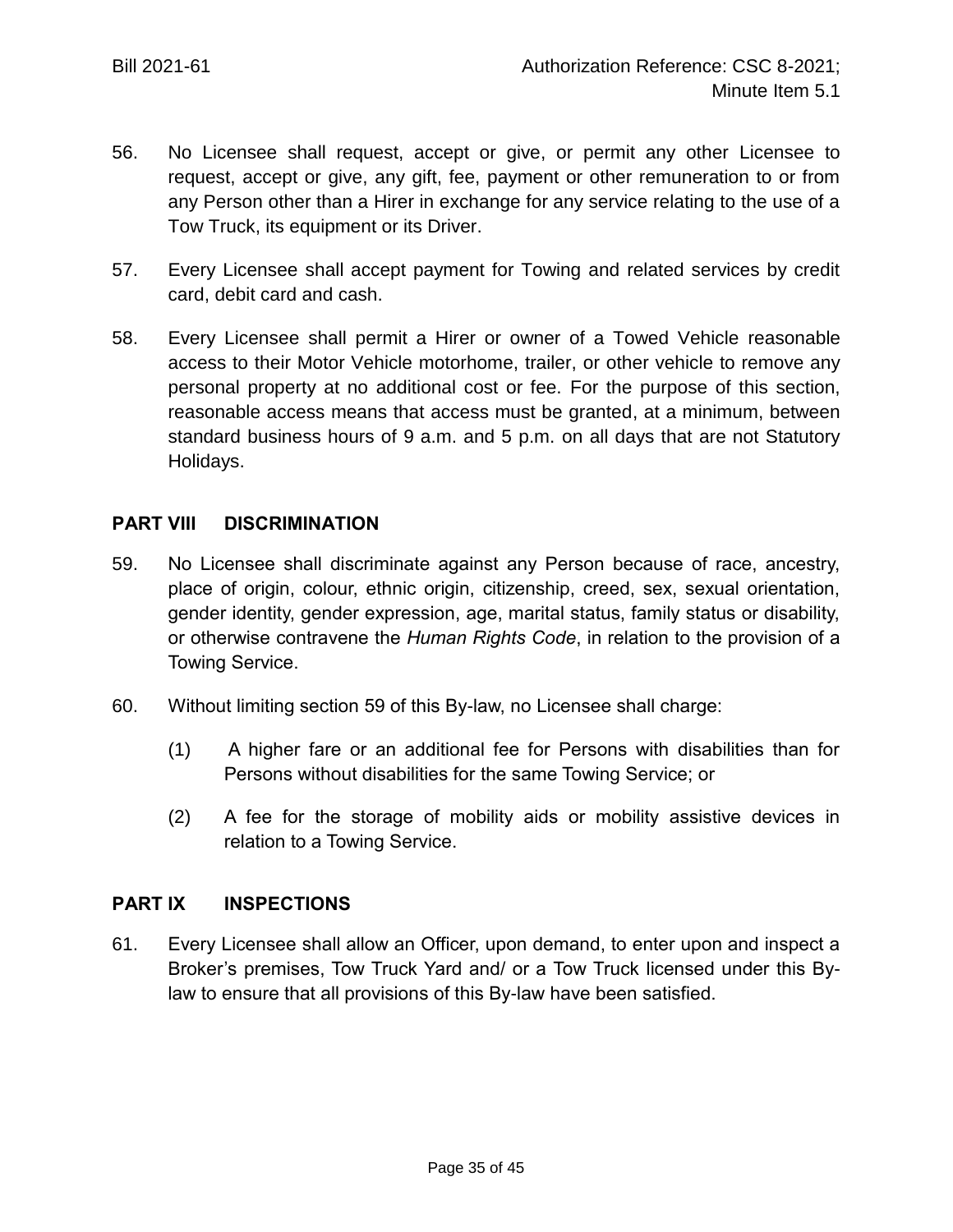56. No Licensee shall request, accept or give, or permit any other Licensee to request, accept or give, any gift, fee, payment or other remuneration to or from any Person other than a Hirer in exchange for any service relating to the use of a Tow Truck, its equipment or its Driver.

57. Every Licensee shall accept payment for Towing and related services by credit card, debit card and cash.

58. Every Licensee shall permit a Hirer or owner of a Towed Vehicle reasonable access to their Motor Vehicle motorhome, trailer, or other vehicle to remove any personal property at no additional cost or fee. For the purpose of this section, reasonable access means that access must be granted, at a minimum, between standard business hours of 9 a.m. and 5 p.m. on all days that are not Statutory Holidays.

## PART VIII DISCRIMINATION

59. No Licensee shall discriminate against any Person because of race, ancestry, place of origin, colour, ethnic origin, citizenship, creed, sex, sexual orientation, gender identity, gender expression, age, marital status, family status or disability, or otherwise contravene the *Human Rights Code*, in relation to the provision of a Towing Service.

60. Without limiting section 59 of this By-law, no Licensee shall charge:

    (1) A higher fare or an additional fee for Persons with disabilities than for Persons without disabilities for the same Towing Service; or

    (2) A fee for the storage of mobility aids or mobility assistive devices in relation to a Towing Service.

## PART IX INSPECTIONS

61. Every Licensee shall allow an Officer, upon demand, to enter upon and inspect a Broker's premises, Tow Truck Yard and/ or a Tow Truck licensed under this By-law to ensure that all provisions of this By-law have been satisfied.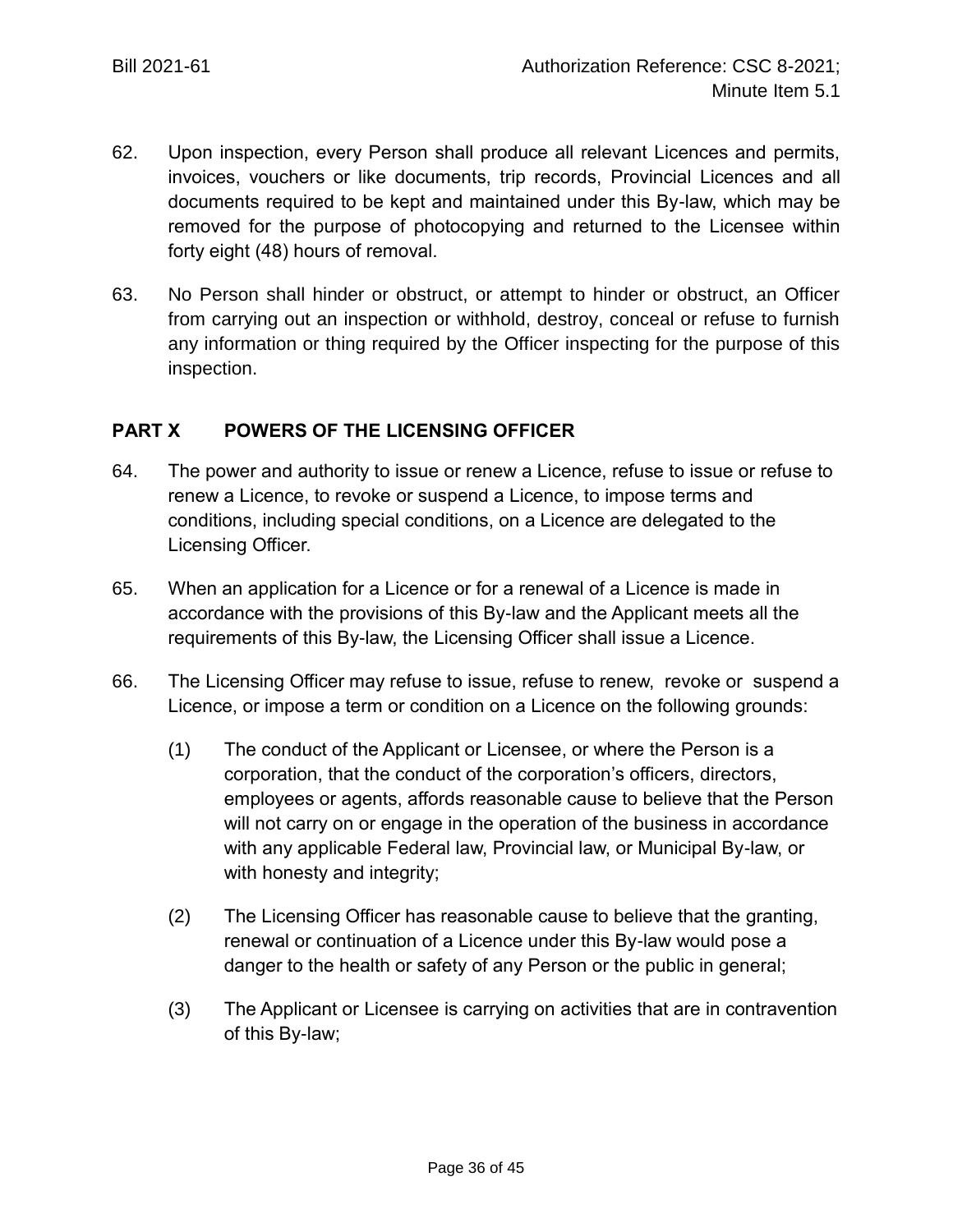62. Upon inspection, every Person shall produce all relevant Licences and permits, invoices, vouchers or like documents, trip records, Provincial Licences and all documents required to be kept and maintained under this By-law, which may be removed for the purpose of photocopying and returned to the Licensee within forty eight (48) hours of removal.

63. No Person shall hinder or obstruct, or attempt to hinder or obstruct, an Officer from carrying out an inspection or withhold, destroy, conceal or refuse to furnish any information or thing required by the Officer inspecting for the purpose of this inspection.

## PART X POWERS OF THE LICENSING OFFICER

64. The power and authority to issue or renew a Licence, refuse to issue or refuse to renew a Licence, to revoke or suspend a Licence, to impose terms and conditions, including special conditions, on a Licence are delegated to the Licensing Officer.

65. When an application for a Licence or for a renewal of a Licence is made in accordance with the provisions of this By-law and the Applicant meets all the requirements of this By-law, the Licensing Officer shall issue a Licence.

66. The Licensing Officer may refuse to issue, refuse to renew, revoke or suspend a Licence, or impose a term or condition on a Licence on the following grounds:

    (1) The conduct of the Applicant or Licensee, or where the Person is a corporation, that the conduct of the corporation's officers, directors, employees or agents, affords reasonable cause to believe that the Person will not carry on or engage in the operation of the business in accordance with any applicable Federal law, Provincial law, or Municipal By-law, or with honesty and integrity;

    (2) The Licensing Officer has reasonable cause to believe that the granting, renewal or continuation of a Licence under this By-law would pose a danger to the health or safety of any Person or the public in general;

    (3) The Applicant or Licensee is carrying on activities that are in contravention of this By-law;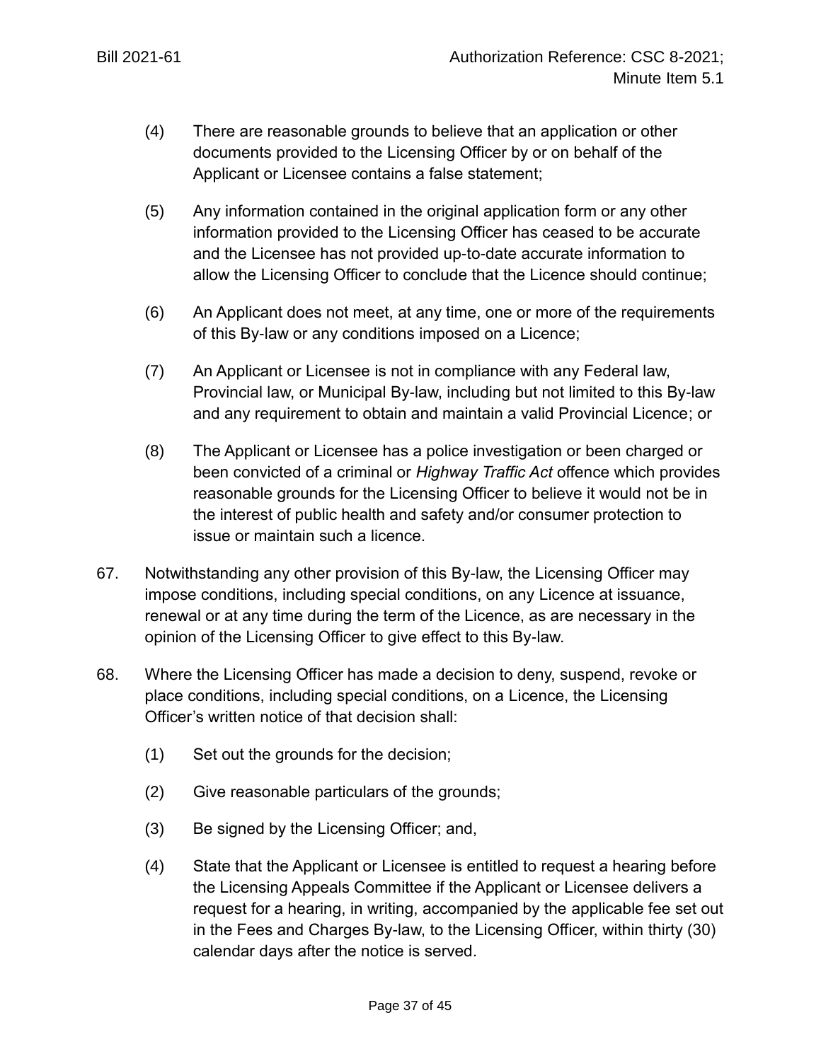(4) There are reasonable grounds to believe that an application or other documents provided to the Licensing Officer by or on behalf of the Applicant or Licensee contains a false statement;

(5) Any information contained in the original application form or any other information provided to the Licensing Officer has ceased to be accurate and the Licensee has not provided up-to-date accurate information to allow the Licensing Officer to conclude that the Licence should continue;

(6) An Applicant does not meet, at any time, one or more of the requirements of this By-law or any conditions imposed on a Licence;

(7) An Applicant or Licensee is not in compliance with any Federal law, Provincial law, or Municipal By-law, including but not limited to this By-law and any requirement to obtain and maintain a valid Provincial Licence; or

(8) The Applicant or Licensee has a police investigation or been charged or been convicted of a criminal or *Highway Traffic Act* offence which provides reasonable grounds for the Licensing Officer to believe it would not be in the interest of public health and safety and/or consumer protection to issue or maintain such a licence.

67. Notwithstanding any other provision of this By-law, the Licensing Officer may impose conditions, including special conditions, on any Licence at issuance, renewal or at any time during the term of the Licence, as are necessary in the opinion of the Licensing Officer to give effect to this By-law.

68. Where the Licensing Officer has made a decision to deny, suspend, revoke or place conditions, including special conditions, on a Licence, the Licensing Officer's written notice of that decision shall:

(1) Set out the grounds for the decision;

(2) Give reasonable particulars of the grounds;

(3) Be signed by the Licensing Officer; and,

(4) State that the Applicant or Licensee is entitled to request a hearing before the Licensing Appeals Committee if the Applicant or Licensee delivers a request for a hearing, in writing, accompanied by the applicable fee set out in the Fees and Charges By-law, to the Licensing Officer, within thirty (30) calendar days after the notice is served.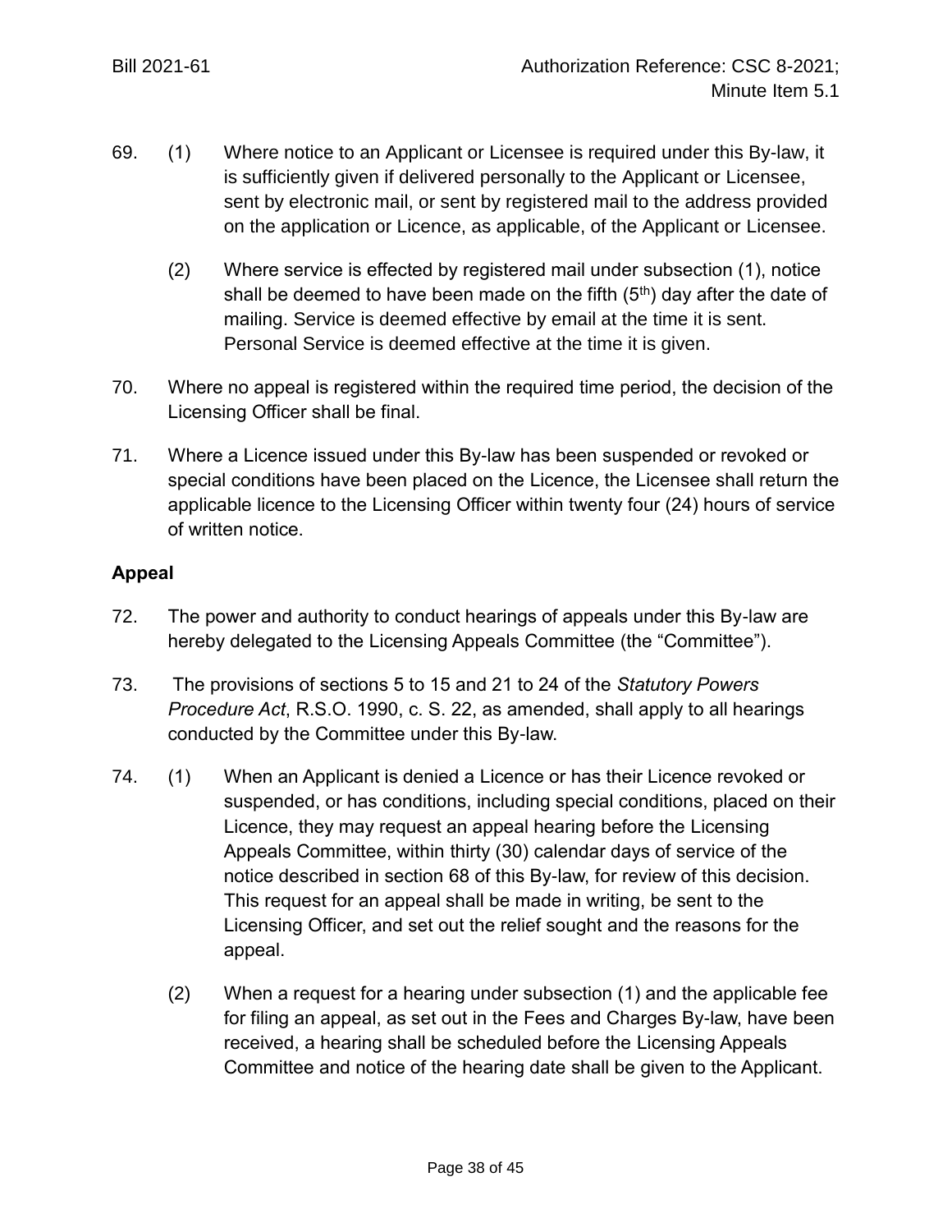69. (1) Where notice to an Applicant or Licensee is required under this By-law, it is sufficiently given if delivered personally to the Applicant or Licensee, sent by electronic mail, or sent by registered mail to the address provided on the application or Licence, as applicable, of the Applicant or Licensee.

(2) Where service is effected by registered mail under subsection (1), notice shall be deemed to have been made on the fifth (5th) day after the date of mailing. Service is deemed effective by email at the time it is sent. Personal Service is deemed effective at the time it is given.

70. Where no appeal is registered within the required time period, the decision of the Licensing Officer shall be final.

71. Where a Licence issued under this By-law has been suspended or revoked or special conditions have been placed on the Licence, the Licensee shall return the applicable licence to the Licensing Officer within twenty four (24) hours of service of written notice.

**Appeal**

72. The power and authority to conduct hearings of appeals under this By-law are hereby delegated to the Licensing Appeals Committee (the "Committee").

73. The provisions of sections 5 to 15 and 21 to 24 of the *Statutory Powers Procedure Act*, R.S.O. 1990, c. S. 22, as amended, shall apply to all hearings conducted by the Committee under this By-law.

74. (1) When an Applicant is denied a Licence or has their Licence revoked or suspended, or has conditions, including special conditions, placed on their Licence, they may request an appeal hearing before the Licensing Appeals Committee, within thirty (30) calendar days of service of the notice described in section 68 of this By-law, for review of this decision. This request for an appeal shall be made in writing, be sent to the Licensing Officer, and set out the relief sought and the reasons for the appeal.

(2) When a request for a hearing under subsection (1) and the applicable fee for filing an appeal, as set out in the Fees and Charges By-law, have been received, a hearing shall be scheduled before the Licensing Appeals Committee and notice of the hearing date shall be given to the Applicant.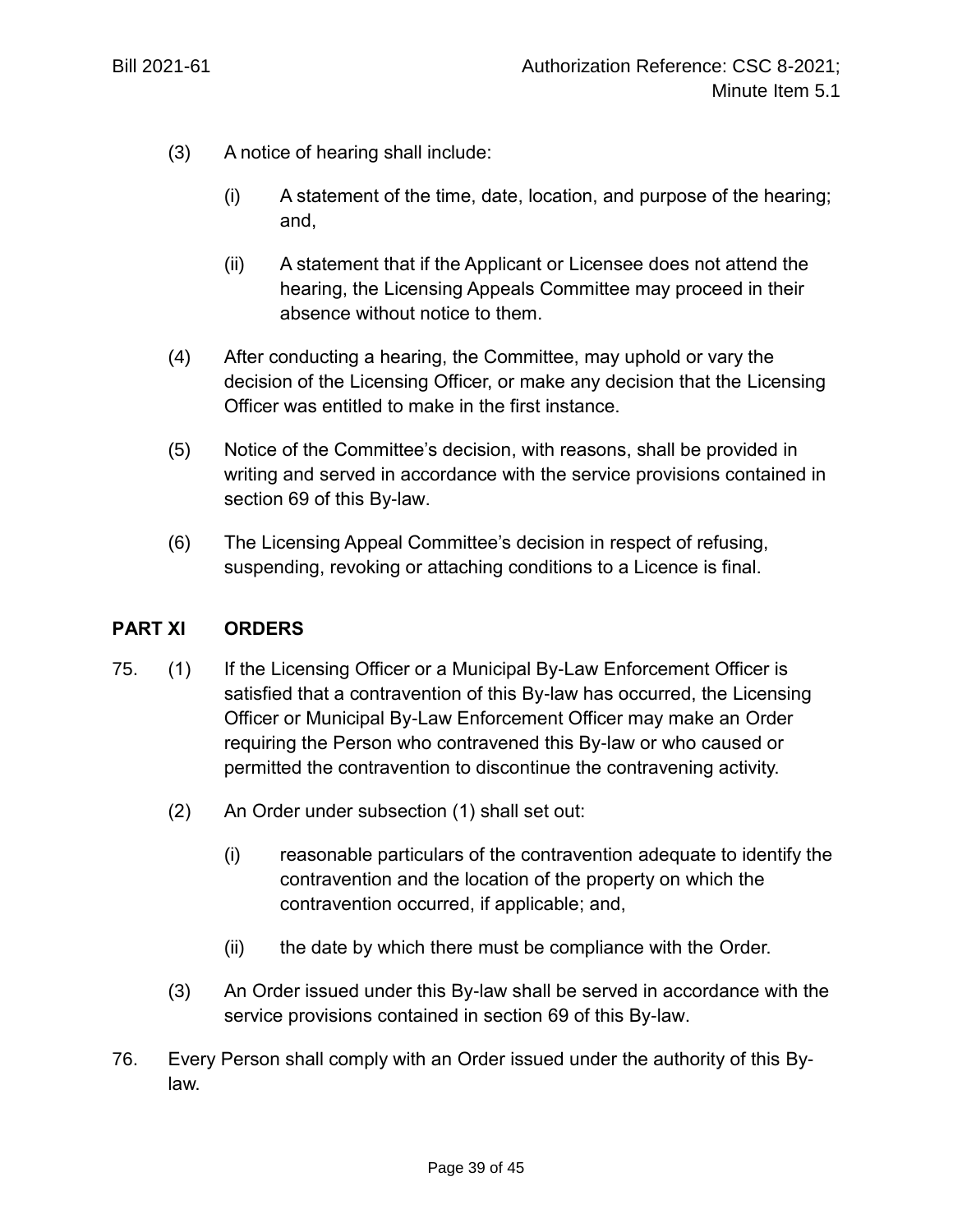(3) A notice of hearing shall include:

   (i) A statement of the time, date, location, and purpose of the hearing; and,

   (ii) A statement that if the Applicant or Licensee does not attend the hearing, the Licensing Appeals Committee may proceed in their absence without notice to them.

(4) After conducting a hearing, the Committee, may uphold or vary the decision of the Licensing Officer, or make any decision that the Licensing Officer was entitled to make in the first instance.

(5) Notice of the Committee's decision, with reasons, shall be provided in writing and served in accordance with the service provisions contained in section 69 of this By-law.

(6) The Licensing Appeal Committee's decision in respect of refusing, suspending, revoking or attaching conditions to a Licence is final.

## PART XI ORDERS

75. (1) If the Licensing Officer or a Municipal By-Law Enforcement Officer is satisfied that a contravention of this By-law has occurred, the Licensing Officer or Municipal By-Law Enforcement Officer may make an Order requiring the Person who contravened this By-law or who caused or permitted the contravention to discontinue the contravening activity.

   (2) An Order under subsection (1) shall set out:

      (i) reasonable particulars of the contravention adequate to identify the contravention and the location of the property on which the contravention occurred, if applicable; and,

      (ii) the date by which there must be compliance with the Order.

   (3) An Order issued under this By-law shall be served in accordance with the service provisions contained in section 69 of this By-law.

76. Every Person shall comply with an Order issued under the authority of this By-law.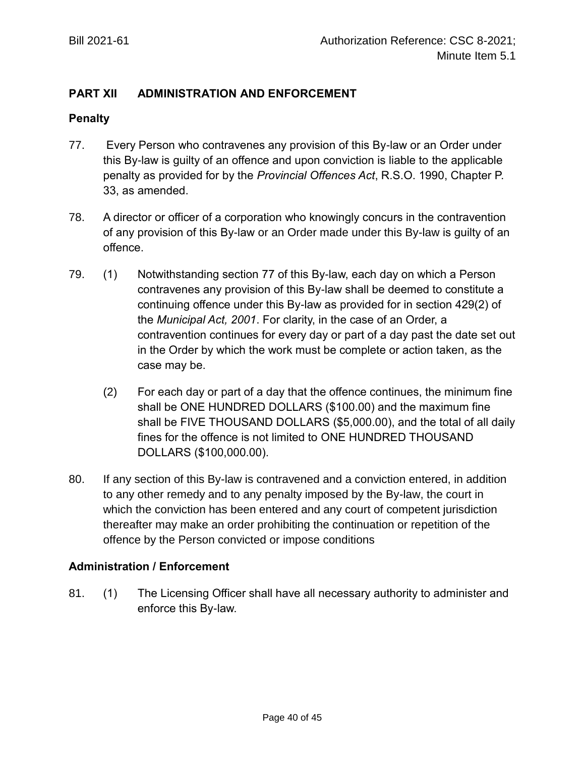## PART XII ADMINISTRATION AND ENFORCEMENT

### Penalty

77. Every Person who contravenes any provision of this By-law or an Order under this By-law is guilty of an offence and upon conviction is liable to the applicable penalty as provided for by the *Provincial Offences Act*, R.S.O. 1990, Chapter P. 33, as amended.

78. A director or officer of a corporation who knowingly concurs in the contravention of any provision of this By-law or an Order made under this By-law is guilty of an offence.

79. (1) Notwithstanding section 77 of this By-law, each day on which a Person contravenes any provision of this By-law shall be deemed to constitute a continuing offence under this By-law as provided for in section 429(2) of the *Municipal Act, 2001*. For clarity, in the case of an Order, a contravention continues for every day or part of a day past the date set out in the Order by which the work must be complete or action taken, as the case may be.

    (2) For each day or part of a day that the offence continues, the minimum fine shall be ONE HUNDRED DOLLARS ($100.00) and the maximum fine shall be FIVE THOUSAND DOLLARS ($5,000.00), and the total of all daily fines for the offence is not limited to ONE HUNDRED THOUSAND DOLLARS ($100,000.00).

80. If any section of this By-law is contravened and a conviction entered, in addition to any other remedy and to any penalty imposed by the By-law, the court in which the conviction has been entered and any court of competent jurisdiction thereafter may make an order prohibiting the continuation or repetition of the offence by the Person convicted or impose conditions

### Administration / Enforcement

81. (1) The Licensing Officer shall have all necessary authority to administer and enforce this By-law.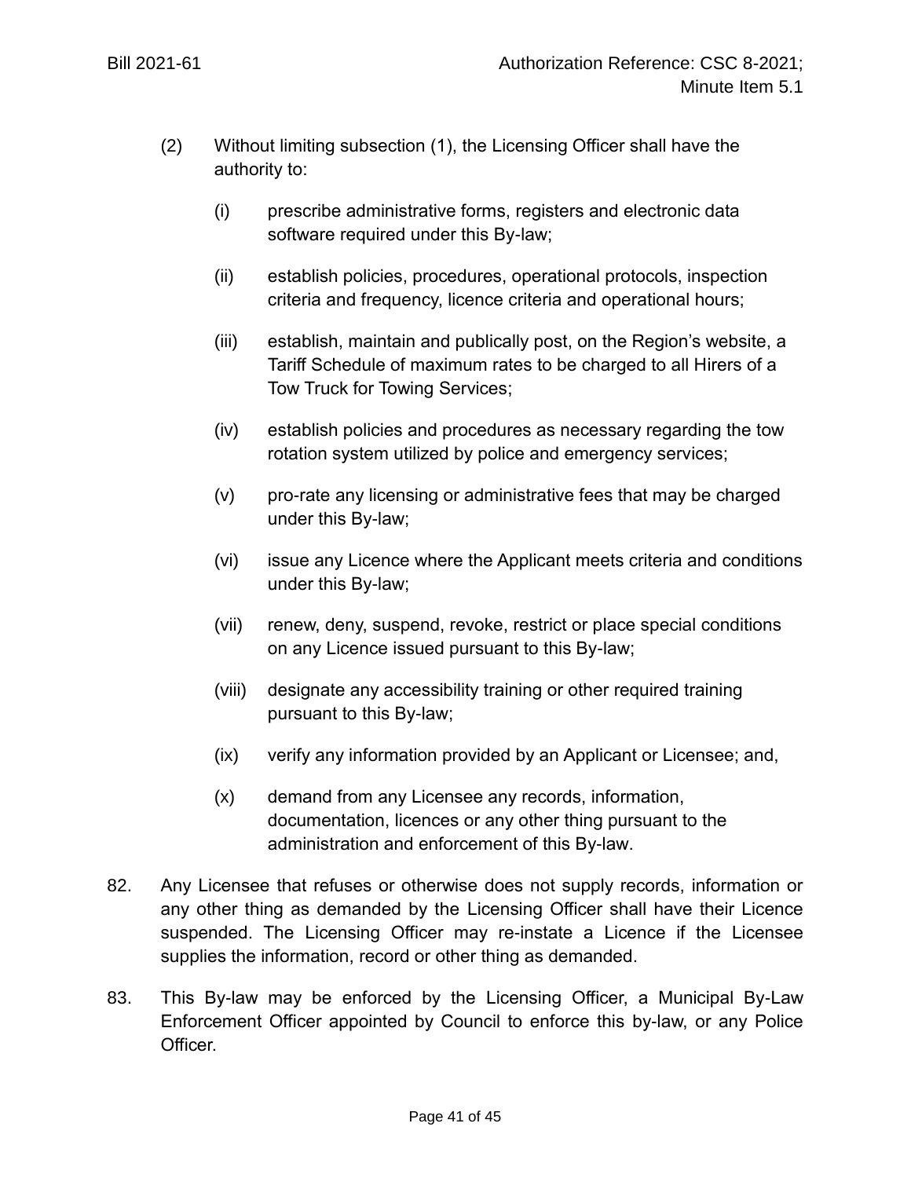(2) Without limiting subsection (1), the Licensing Officer shall have the authority to:

(i) prescribe administrative forms, registers and electronic data software required under this By-law;

(ii) establish policies, procedures, operational protocols, inspection criteria and frequency, licence criteria and operational hours;

(iii) establish, maintain and publically post, on the Region's website, a Tariff Schedule of maximum rates to be charged to all Hirers of a Tow Truck for Towing Services;

(iv) establish policies and procedures as necessary regarding the tow rotation system utilized by police and emergency services;

(v) pro-rate any licensing or administrative fees that may be charged under this By-law;

(vi) issue any Licence where the Applicant meets criteria and conditions under this By-law;

(vii) renew, deny, suspend, revoke, restrict or place special conditions on any Licence issued pursuant to this By-law;

(viii) designate any accessibility training or other required training pursuant to this By-law;

(ix) verify any information provided by an Applicant or Licensee; and,

(x) demand from any Licensee any records, information, documentation, licences or any other thing pursuant to the administration and enforcement of this By-law.

82. Any Licensee that refuses or otherwise does not supply records, information or any other thing as demanded by the Licensing Officer shall have their Licence suspended. The Licensing Officer may re-instate a Licence if the Licensee supplies the information, record or other thing as demanded.

83. This By-law may be enforced by the Licensing Officer, a Municipal By-Law Enforcement Officer appointed by Council to enforce this by-law, or any Police Officer.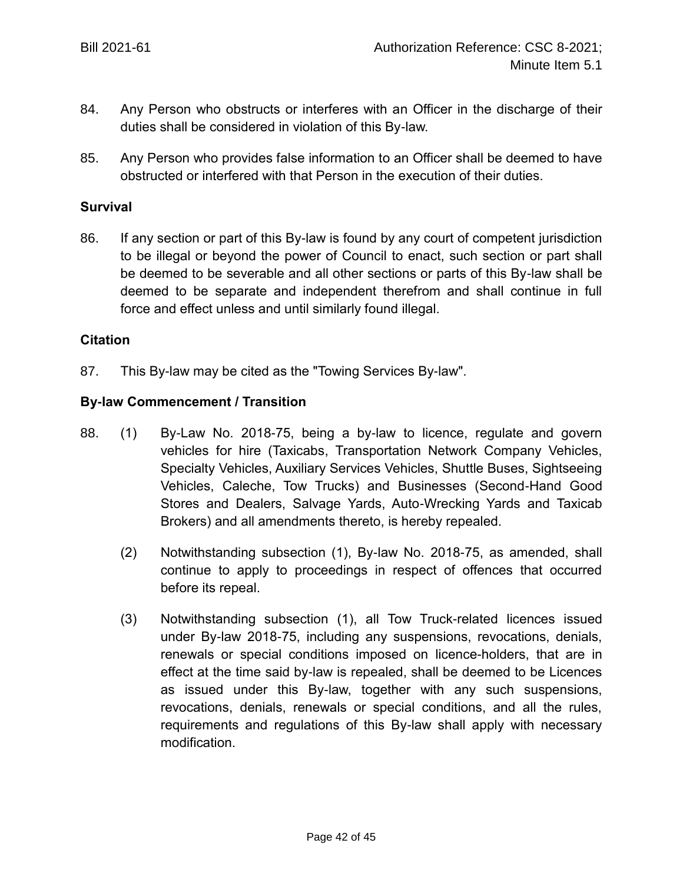84. Any Person who obstructs or interferes with an Officer in the discharge of their duties shall be considered in violation of this By-law.

85. Any Person who provides false information to an Officer shall be deemed to have obstructed or interfered with that Person in the execution of their duties.

**Survival**

86. If any section or part of this By-law is found by any court of competent jurisdiction to be illegal or beyond the power of Council to enact, such section or part shall be deemed to be severable and all other sections or parts of this By-law shall be deemed to be separate and independent therefrom and shall continue in full force and effect unless and until similarly found illegal.

**Citation**

87. This By-law may be cited as the "Towing Services By-law".

**By-law Commencement / Transition**

88. (1) By-Law No. 2018-75, being a by-law to licence, regulate and govern vehicles for hire (Taxicabs, Transportation Network Company Vehicles, Specialty Vehicles, Auxiliary Services Vehicles, Shuttle Buses, Sightseeing Vehicles, Caleche, Tow Trucks) and Businesses (Second-Hand Good Stores and Dealers, Salvage Yards, Auto-Wrecking Yards and Taxicab Brokers) and all amendments thereto, is hereby repealed.

(2) Notwithstanding subsection (1), By-law No. 2018-75, as amended, shall continue to apply to proceedings in respect of offences that occurred before its repeal.

(3) Notwithstanding subsection (1), all Tow Truck-related licences issued under By-law 2018-75, including any suspensions, revocations, denials, renewals or special conditions imposed on licence-holders, that are in effect at the time said by-law is repealed, shall be deemed to be Licences as issued under this By-law, together with any such suspensions, revocations, denials, renewals or special conditions, and all the rules, requirements and regulations of this By-law shall apply with necessary modification.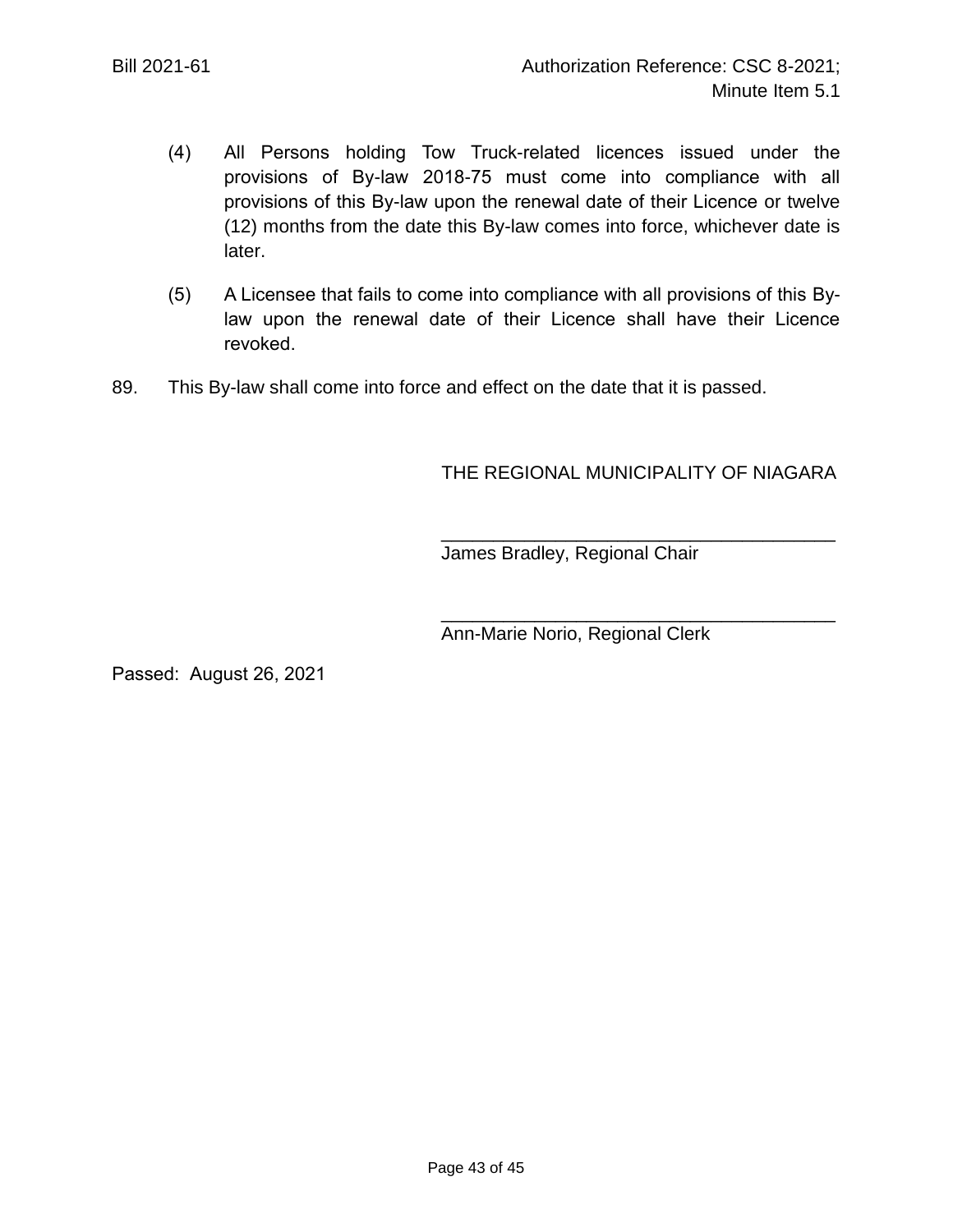(4) All Persons holding Tow Truck-related licences issued under the provisions of By-law 2018-75 must come into compliance with all provisions of this By-law upon the renewal date of their Licence or twelve (12) months from the date this By-law comes into force, whichever date is later.

(5) A Licensee that fails to come into compliance with all provisions of this By-law upon the renewal date of their Licence shall have their Licence revoked.

89. This By-law shall come into force and effect on the date that it is passed.

THE REGIONAL MUNICIPALITY OF NIAGARA

_______________________________________
James Bradley, Regional Chair

_______________________________________
Ann-Marie Norio, Regional Clerk

Passed: August 26, 2021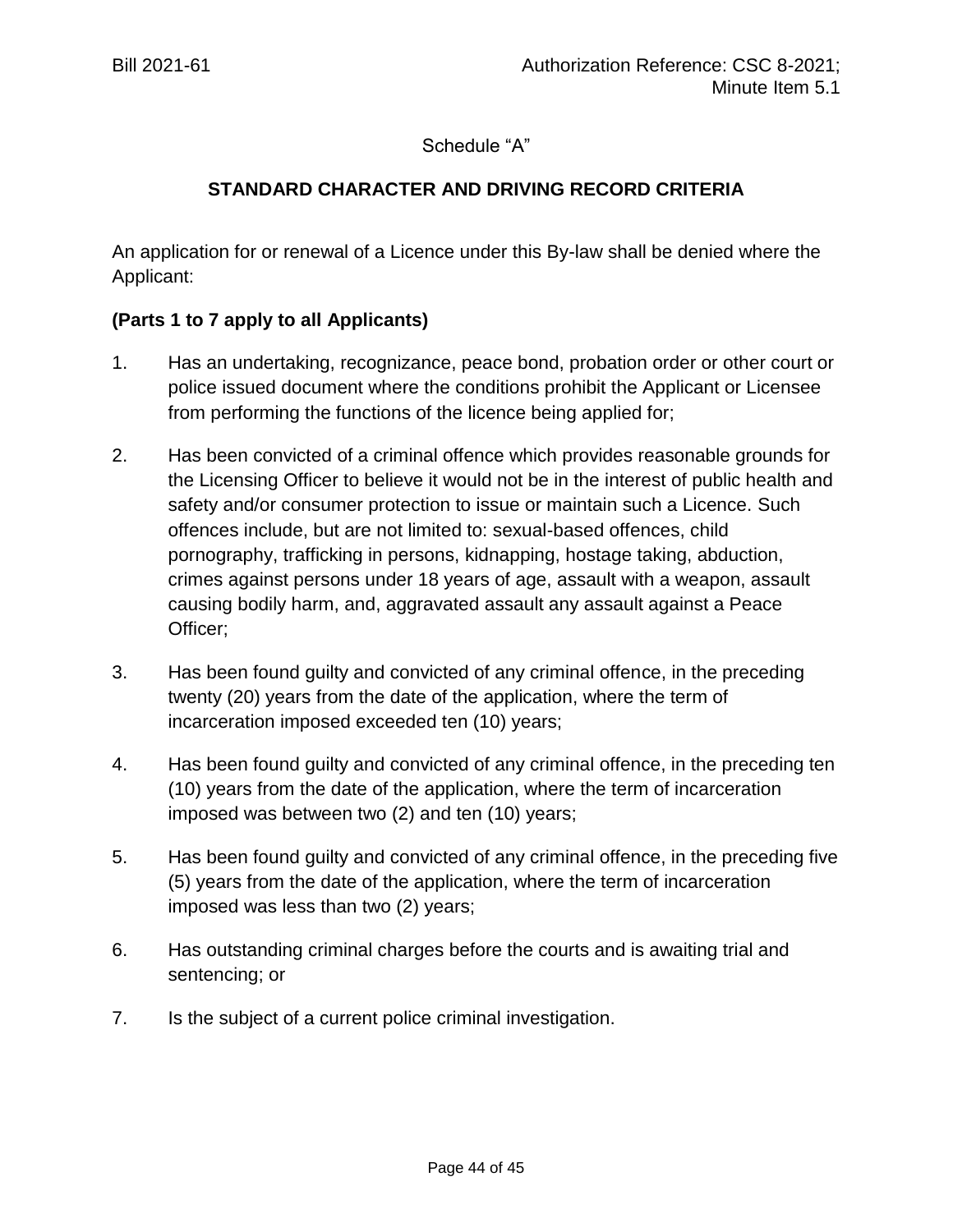Bill 2021-61 Authorization Reference: CSC 8-2021; Minute Item 5.1

Schedule "A"

## STANDARD CHARACTER AND DRIVING RECORD CRITERIA

An application for or renewal of a Licence under this By-law shall be denied where the Applicant:

**(Parts 1 to 7 apply to all Applicants)**

1. Has an undertaking, recognizance, peace bond, probation order or other court or police issued document where the conditions prohibit the Applicant or Licensee from performing the functions of the licence being applied for;

2. Has been convicted of a criminal offence which provides reasonable grounds for the Licensing Officer to believe it would not be in the interest of public health and safety and/or consumer protection to issue or maintain such a Licence. Such offences include, but are not limited to: sexual-based offences, child pornography, trafficking in persons, kidnapping, hostage taking, abduction, crimes against persons under 18 years of age, assault with a weapon, assault causing bodily harm, and, aggravated assault any assault against a Peace Officer;

3. Has been found guilty and convicted of any criminal offence, in the preceding twenty (20) years from the date of the application, where the term of incarceration imposed exceeded ten (10) years;

4. Has been found guilty and convicted of any criminal offence, in the preceding ten (10) years from the date of the application, where the term of incarceration imposed was between two (2) and ten (10) years;

5. Has been found guilty and convicted of any criminal offence, in the preceding five (5) years from the date of the application, where the term of incarceration imposed was less than two (2) years;

6. Has outstanding criminal charges before the courts and is awaiting trial and sentencing; or

7. Is the subject of a current police criminal investigation.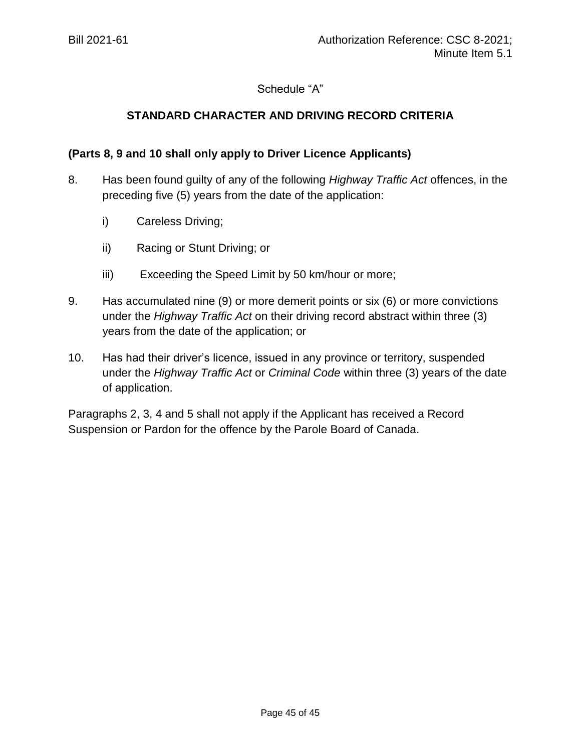Schedule "A"

## STANDARD CHARACTER AND DRIVING RECORD CRITERIA

**(Parts 8, 9 and 10 shall only apply to Driver Licence Applicants)**

8. Has been found guilty of any of the following *Highway Traffic Act* offences, in the preceding five (5) years from the date of the application:

   i) Careless Driving;

   ii) Racing or Stunt Driving; or

   iii) Exceeding the Speed Limit by 50 km/hour or more;

9. Has accumulated nine (9) or more demerit points or six (6) or more convictions under the *Highway Traffic Act* on their driving record abstract within three (3) years from the date of the application; or

10. Has had their driver's licence, issued in any province or territory, suspended under the *Highway Traffic Act* or *Criminal Code* within three (3) years of the date of application.

Paragraphs 2, 3, 4 and 5 shall not apply if the Applicant has received a Record Suspension or Pardon for the offence by the Parole Board of Canada.